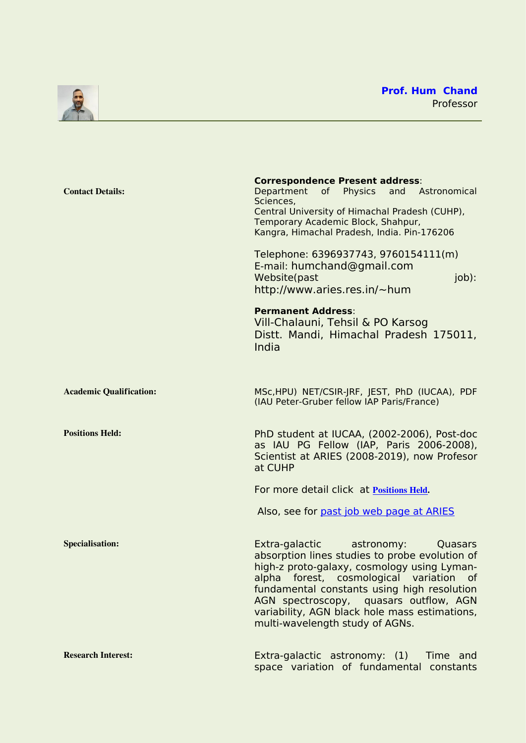**Prof. Hum Chand**
Professor

---

**Contact Details:**

**Correspondence Present address**:
Department of Physics and Astronomical Sciences,
Central University of Himachal Pradesh (CUHP),
Temporary Academic Block, Shahpur,
Kangra, Himachal Pradesh, India. Pin-176206

Telephone: 6396937743, 9760154111(m)
E-mail: humchand@gmail.com
Website(past job): http://www.aries.res.in/~hum

**Permanent Address**:
Vill-Chalauni, Tehsil & PO Karsog
Distt. Mandi, Himachal Pradesh 175011, India

**Academic Qualification:**

MSc,HPU) NET/CSIR-JRF, JEST, PhD (IUCAA), PDF (IAU Peter-Gruber fellow IAP Paris/France)

**Positions Held:**

PhD student at IUCAA, (2002-2006), Post-doc as IAU PG Fellow (IAP, Paris 2006-2008), Scientist at ARIES (2008-2019), now Profesor at CUHP

For more detail click at **Positions Held**.

Also, see for past job web page at ARIES

**Specialisation:**

Extra-galactic astronomy: Quasars absorption lines studies to probe evolution of high-z proto-galaxy, cosmology using Lyman-alpha forest, cosmological variation of fundamental constants using high resolution AGN spectroscopy, quasars outflow, AGN variability, AGN black hole mass estimations, multi-wavelength study of AGNs.

**Research Interest:**

Extra-galactic astronomy: (1) Time and space variation of fundamental constants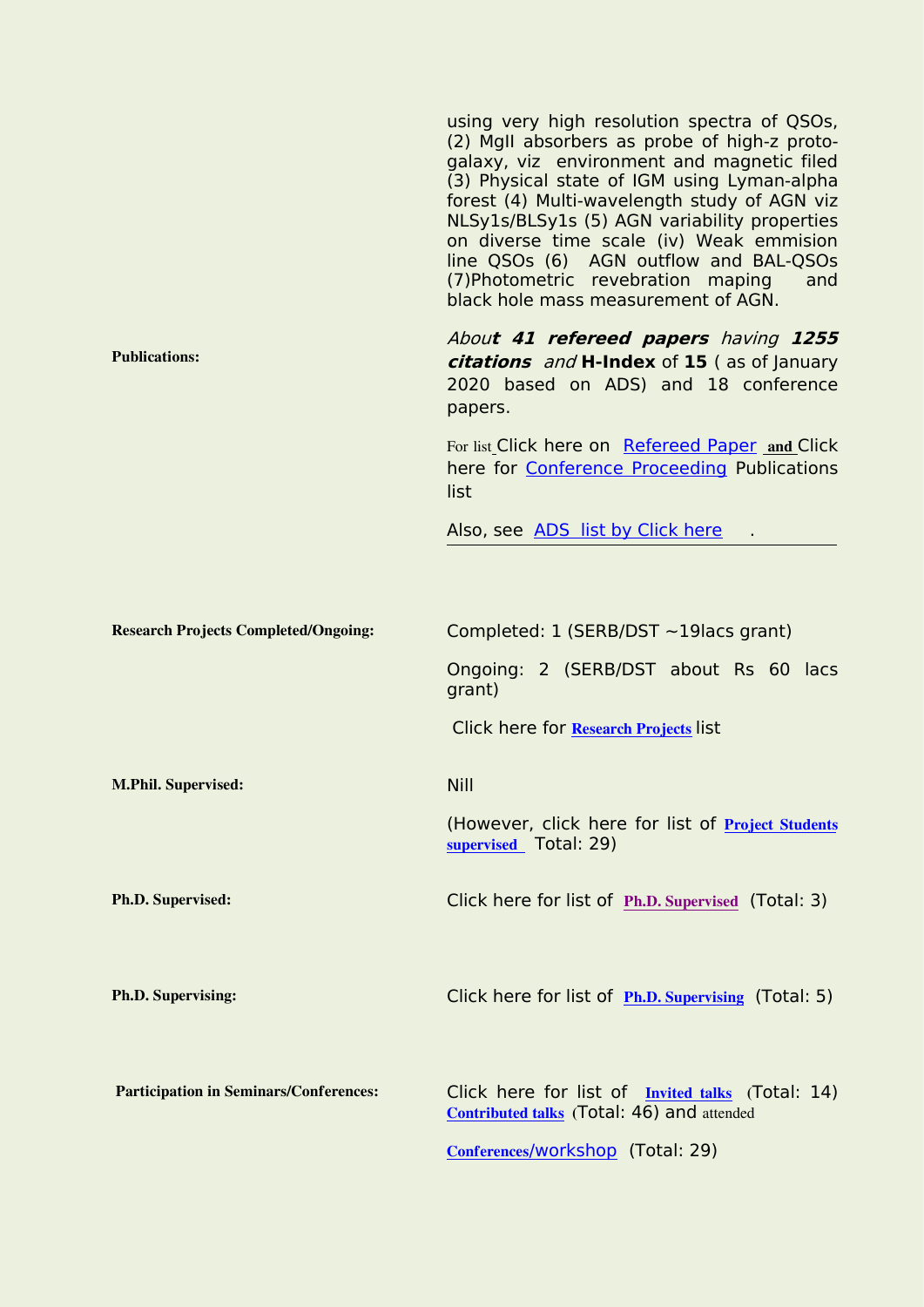using very high resolution spectra of QSOs, (2) MgII absorbers as probe of high-z proto-galaxy, viz environment and magnetic filed (3) Physical state of IGM using Lyman-alpha forest (4) Multi-wavelength study of AGN viz NLSy1s/BLSy1s (5) AGN variability properties on diverse time scale (iv) Weak emmision line QSOs (6) AGN outflow and BAL-QSOs (7)Photometric revebration maping and black hole mass measurement of AGN.

| | |
|---|---|
| **Publications:** | *Abou**t 41 refereed papers** having **1255 citations** and* **H-Index** of **15** ( as of January 2020 based on ADS) and 18 conference papers.<br><br>For list Click here on Refereed Paper **and** Click here for Conference Proceeding Publications list<br><br>Also, see ADS list by Click here . |
| **Research Projects Completed/Ongoing:** | Completed: 1 (SERB/DST ~19lacs grant)<br><br>Ongoing: 2 (SERB/DST about Rs 60 lacs grant)<br><br>Click here for **Research Projects** list |
| **M.Phil. Supervised:** | Nill<br><br>(However, click here for list of **Project Students supervised** Total: 29) |
| **Ph.D. Supervised:** | Click here for list of **Ph.D. Supervised** (Total: 3) |
| **Ph.D. Supervising:** | Click here for list of **Ph.D. Supervising** (Total: 5) |
| **Participation in Seminars/Conferences:** | Click here for list of **Invited talks** (Total: 14) **Contributed talks** (Total: 46) and attended<br><br>**Conferences/**workshop (Total: 29) |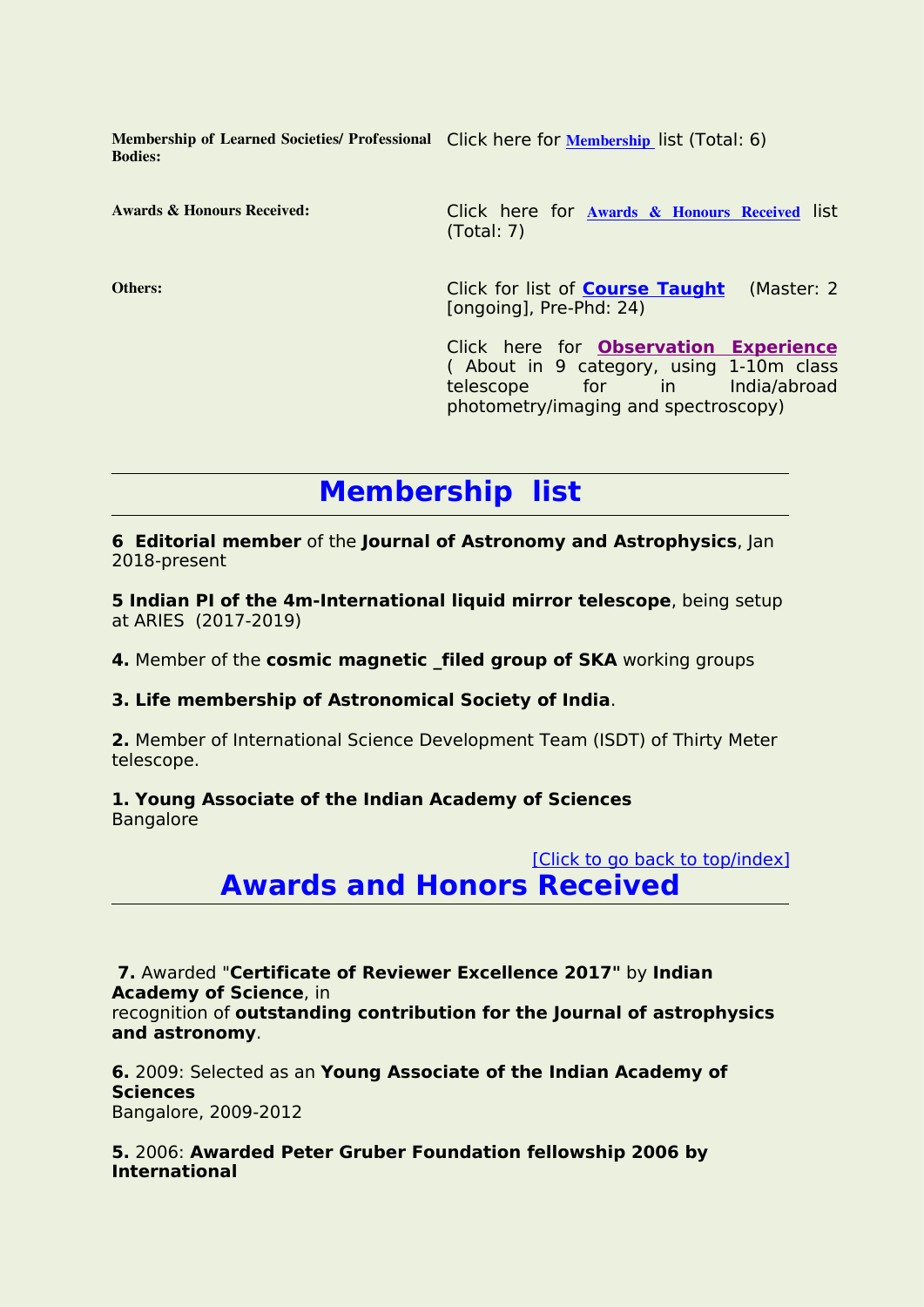| | |
|---|---|
| **Membership of Learned Societies/ Professional Bodies:** | Click here for **Membership** list (Total: 6) |
| **Awards & Honours Received:** | Click here for **Awards & Honours Received** list (Total: 7) |
| **Others:** | Click for list of **Course Taught** (Master: 2 [ongoing], Pre-Phd: 24) |
| | Click here for **Observation Experience** ( About in 9 category, using 1-10m class telescope for in India/abroad photometry/imaging and spectroscopy) |

---

# Membership list

---

**6 Editorial member** of the **Journal of Astronomy and Astrophysics**, Jan 2018-present

**5 Indian PI of the 4m-International liquid mirror telescope**, being setup at ARIES (2017-2019)

**4.** Member of the **cosmic magnetic _filed group of SKA** working groups

**3. Life membership of Astronomical Society of India**.

**2.** Member of International Science Development Team (ISDT) of Thirty Meter telescope.

**1. Young Associate of the Indian Academy of Sciences**
Bangalore

[Click to go back to top/index]

# Awards and Honors Received

---

**7.** Awarded "**Certificate of Reviewer Excellence 2017"** by **Indian Academy of Science**, in
recognition of **outstanding contribution for the Journal of astrophysics and astronomy**.

**6.** 2009: Selected as an **Young Associate of the Indian Academy of Sciences**
Bangalore, 2009-2012

**5.** 2006: **Awarded Peter Gruber Foundation fellowship 2006 by International**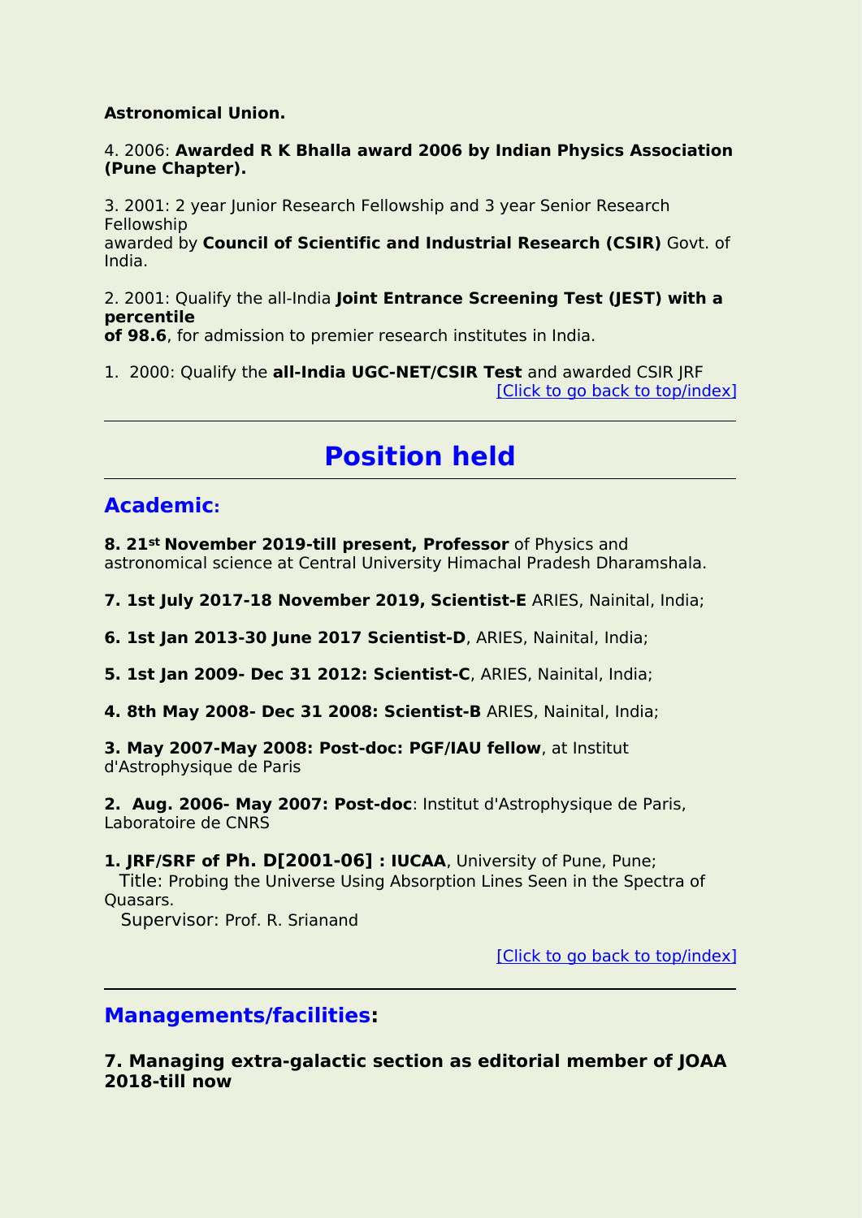**Astronomical Union.**

4. 2006: **Awarded R K Bhalla award 2006 by Indian Physics Association (Pune Chapter).**

3. 2001: 2 year Junior Research Fellowship and 3 year Senior Research Fellowship
awarded by **Council of Scientific and Industrial Research (CSIR)** Govt. of India.

2. 2001: Qualify the all-India **Joint Entrance Screening Test (JEST) with a percentile of 98.6**, for admission to premier research institutes in India.

1. 2000: Qualify the **all-India UGC-NET/CSIR Test** and awarded CSIR JRF

[Click to go back to top/index]

---

# Position held

---

## Academic:

**8. 21st November 2019-till present, Professor** of Physics and astronomical science at Central University Himachal Pradesh Dharamshala.

**7. 1st July 2017-18 November 2019, Scientist-E** ARIES, Nainital, India;

**6. 1st Jan 2013-30 June 2017 Scientist-D**, ARIES, Nainital, India;

**5. 1st Jan 2009- Dec 31 2012: Scientist-C**, ARIES, Nainital, India;

**4. 8th May 2008- Dec 31 2008: Scientist-B** ARIES, Nainital, India;

**3. May 2007-May 2008: Post-doc: PGF/IAU fellow**, at Institut d'Astrophysique de Paris

**2. Aug. 2006- May 2007: Post-doc**: Institut d'Astrophysique de Paris, Laboratoire de CNRS

**1. JRF/SRF of Ph. D[2001-06] : IUCAA**, University of Pune, Pune;
Title: Probing the Universe Using Absorption Lines Seen in the Spectra of Quasars.
Supervisor: Prof. R. Srianand

[Click to go back to top/index]

---

## Managements/facilities:

**7. Managing extra-galactic section as editorial member of JOAA 2018-till now**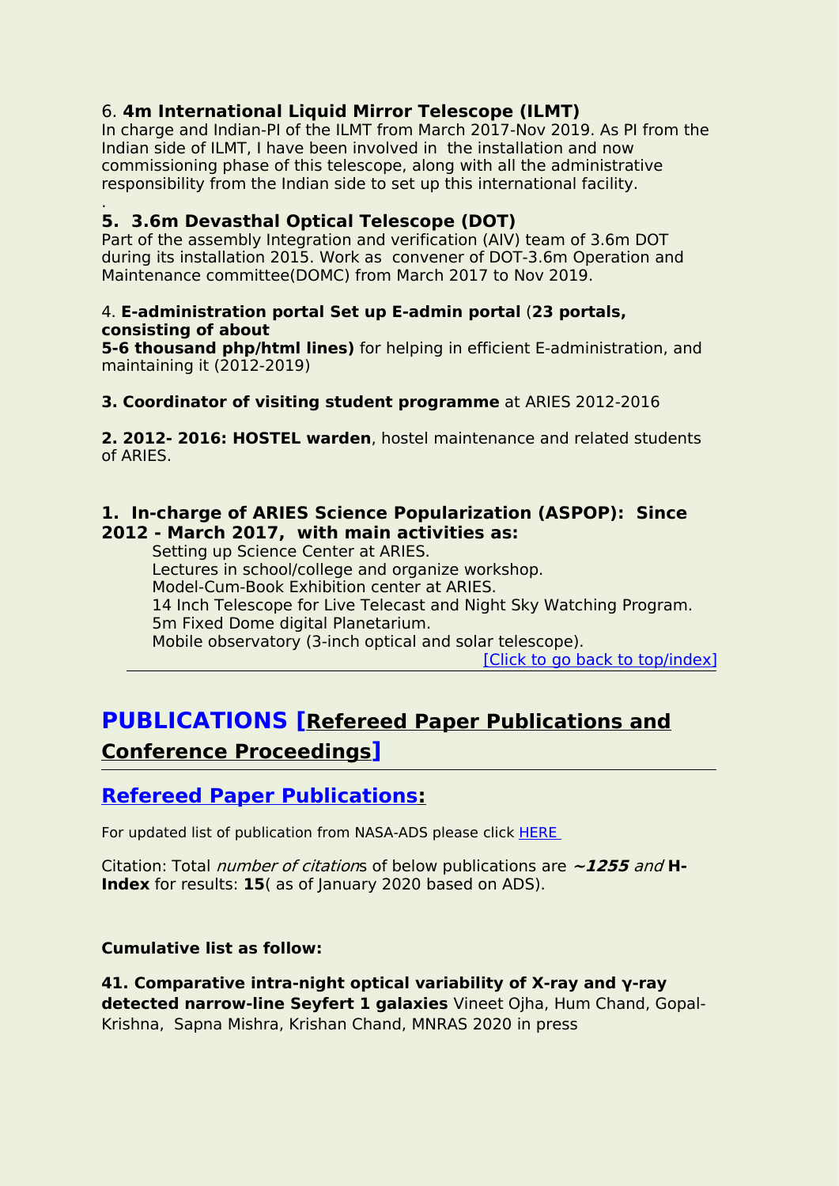6. **4m International Liquid Mirror Telescope (ILMT)**
In charge and Indian-PI of the ILMT from March 2017-Nov 2019. As PI from the Indian side of ILMT, I have been involved in the installation and now commissioning phase of this telescope, along with all the administrative responsibility from the Indian side to set up this international facility.

.

**5. 3.6m Devasthal Optical Telescope (DOT)**
Part of the assembly Integration and verification (AIV) team of 3.6m DOT during its installation 2015. Work as convener of DOT-3.6m Operation and Maintenance committee(DOMC) from March 2017 to Nov 2019.

4. **E-administration portal Set up E-admin portal** (**23 portals, consisting of about 5-6 thousand php/html lines)** for helping in efficient E-administration, and maintaining it (2012-2019)

**3. Coordinator of visiting student programme** at ARIES 2012-2016

**2. 2012- 2016: HOSTEL warden**, hostel maintenance and related students of ARIES.

**1. In-charge of ARIES Science Popularization (ASPOP): Since 2012 - March 2017, with main activities as:**

- Setting up Science Center at ARIES.
- Lectures in school/college and organize workshop.
- Model-Cum-Book Exhibition center at ARIES.
- 14 Inch Telescope for Live Telecast and Night Sky Watching Program.
- 5m Fixed Dome digital Planetarium.
- Mobile observatory (3-inch optical and solar telescope).

[Click to go back to top/index]

---

# PUBLICATIONS [Refereed Paper Publications and Conference Proceedings]

---

## Refereed Paper Publications:

For updated list of publication from NASA-ADS please click HERE

Citation: Total *number of citation*s of below publications are ***~1255*** *and* **H-Index** for results: **15**( as of January 2020 based on ADS).

**Cumulative list as follow:**

**41. Comparative intra-night optical variability of X-ray and γ-ray detected narrow-line Seyfert 1 galaxies** Vineet Ojha, Hum Chand, Gopal-Krishna, Sapna Mishra, Krishan Chand, MNRAS 2020 in press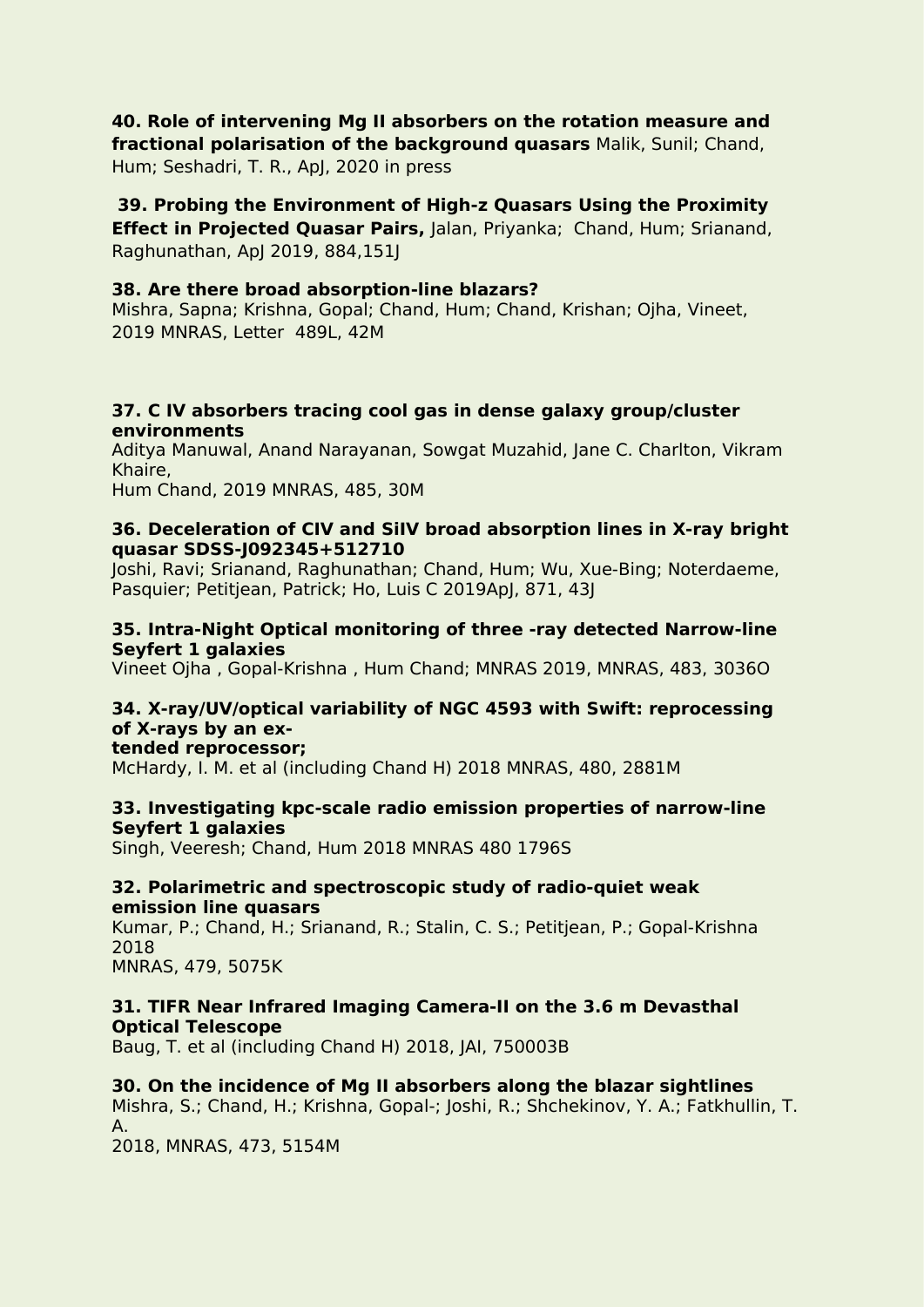**40. Role of intervening Mg II absorbers on the rotation measure and fractional polarisation of the background quasars** Malik, Sunil; Chand, Hum; Seshadri, T. R., ApJ, 2020 in press

**39. Probing the Environment of High-z Quasars Using the Proximity Effect in Projected Quasar Pairs,** Jalan, Priyanka; Chand, Hum; Srianand, Raghunathan, ApJ 2019, 884,151J

**38. Are there broad absorption-line blazars?**
Mishra, Sapna; Krishna, Gopal; Chand, Hum; Chand, Krishan; Ojha, Vineet, 2019 MNRAS, Letter 489L, 42M

**37. C IV absorbers tracing cool gas in dense galaxy group/cluster environments**
Aditya Manuwal, Anand Narayanan, Sowgat Muzahid, Jane C. Charlton, Vikram Khaire,
Hum Chand, 2019 MNRAS, 485, 30M

**36. Deceleration of CIV and SiIV broad absorption lines in X-ray bright quasar SDSS-J092345+512710**
Joshi, Ravi; Srianand, Raghunathan; Chand, Hum; Wu, Xue-Bing; Noterdaeme, Pasquier; Petitjean, Patrick; Ho, Luis C 2019ApJ, 871, 43J

**35. Intra-Night Optical monitoring of three -ray detected Narrow-line Seyfert 1 galaxies**
Vineet Ojha , Gopal-Krishna , Hum Chand; MNRAS 2019, MNRAS, 483, 3036O

**34. X-ray/UV/optical variability of NGC 4593 with Swift: reprocessing of X-rays by an ex-**
**tended reprocessor;**
McHardy, I. M. et al (including Chand H) 2018 MNRAS, 480, 2881M

**33. Investigating kpc-scale radio emission properties of narrow-line Seyfert 1 galaxies**
Singh, Veeresh; Chand, Hum 2018 MNRAS 480 1796S

**32. Polarimetric and spectroscopic study of radio-quiet weak emission line quasars**
Kumar, P.; Chand, H.; Srianand, R.; Stalin, C. S.; Petitjean, P.; Gopal-Krishna 2018
MNRAS, 479, 5075K

**31. TIFR Near Infrared Imaging Camera-II on the 3.6 m Devasthal Optical Telescope**
Baug, T. et al (including Chand H) 2018, JAI, 750003B

**30. On the incidence of Mg II absorbers along the blazar sightlines**
Mishra, S.; Chand, H.; Krishna, Gopal-; Joshi, R.; Shchekinov, Y. A.; Fatkhullin, T. A.
2018, MNRAS, 473, 5154M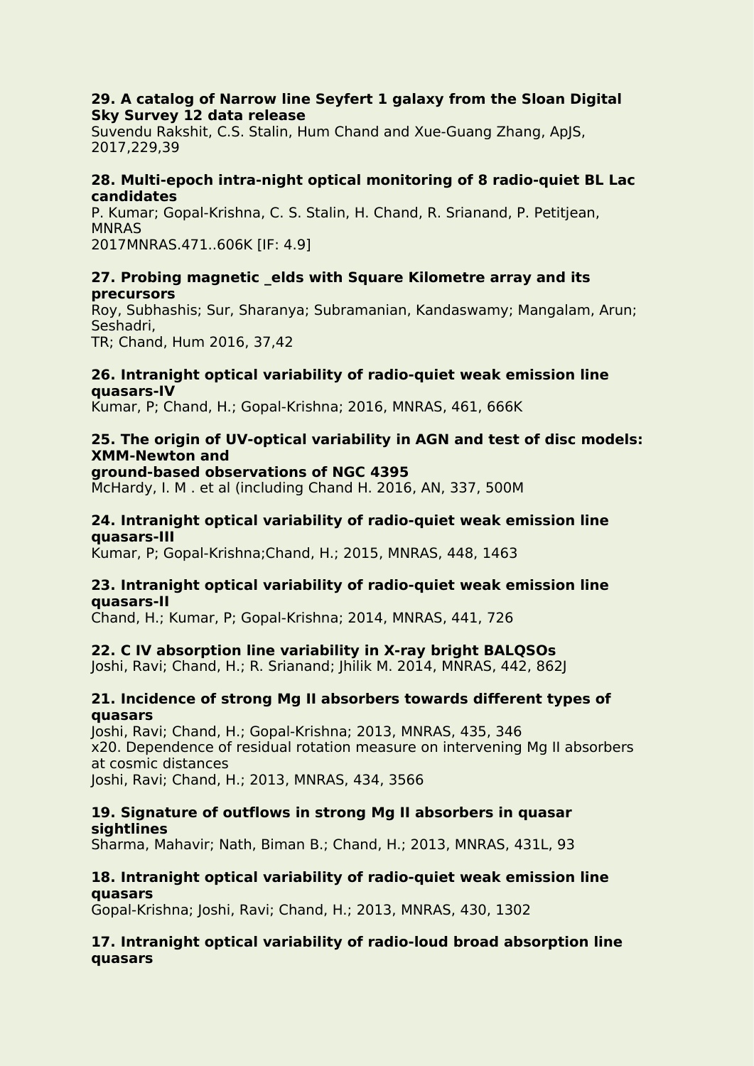**29. A catalog of Narrow line Seyfert 1 galaxy from the Sloan Digital Sky Survey 12 data release**

Suvendu Rakshit, C.S. Stalin, Hum Chand and Xue-Guang Zhang, ApJS, 2017,229,39

**28. Multi-epoch intra-night optical monitoring of 8 radio-quiet BL Lac candidates**

P. Kumar; Gopal-Krishna, C. S. Stalin, H. Chand, R. Srianand, P. Petitjean, MNRAS
2017MNRAS.471..606K [IF: 4.9]

**27. Probing magnetic _elds with Square Kilometre array and its precursors**

Roy, Subhashis; Sur, Sharanya; Subramanian, Kandaswamy; Mangalam, Arun; Seshadri,
TR; Chand, Hum 2016, 37,42

**26. Intranight optical variability of radio-quiet weak emission line quasars-IV**

Kumar, P; Chand, H.; Gopal-Krishna; 2016, MNRAS, 461, 666K

**25. The origin of UV-optical variability in AGN and test of disc models: XMM-Newton and**
**ground-based observations of NGC 4395**

McHardy, I. M . et al (including Chand H. 2016, AN, 337, 500M

**24. Intranight optical variability of radio-quiet weak emission line quasars-III**

Kumar, P; Gopal-Krishna;Chand, H.; 2015, MNRAS, 448, 1463

**23. Intranight optical variability of radio-quiet weak emission line quasars-II**

Chand, H.; Kumar, P; Gopal-Krishna; 2014, MNRAS, 441, 726

**22. C IV absorption line variability in X-ray bright BALQSOs**

Joshi, Ravi; Chand, H.; R. Srianand; Jhilik M. 2014, MNRAS, 442, 862J

**21. Incidence of strong Mg II absorbers towards different types of quasars**

Joshi, Ravi; Chand, H.; Gopal-Krishna; 2013, MNRAS, 435, 346
x20. Dependence of residual rotation measure on intervening Mg II absorbers at cosmic distances
Joshi, Ravi; Chand, H.; 2013, MNRAS, 434, 3566

**19. Signature of outflows in strong Mg II absorbers in quasar sightlines**

Sharma, Mahavir; Nath, Biman B.; Chand, H.; 2013, MNRAS, 431L, 93

**18. Intranight optical variability of radio-quiet weak emission line quasars**

Gopal-Krishna; Joshi, Ravi; Chand, H.; 2013, MNRAS, 430, 1302

**17. Intranight optical variability of radio-loud broad absorption line quasars**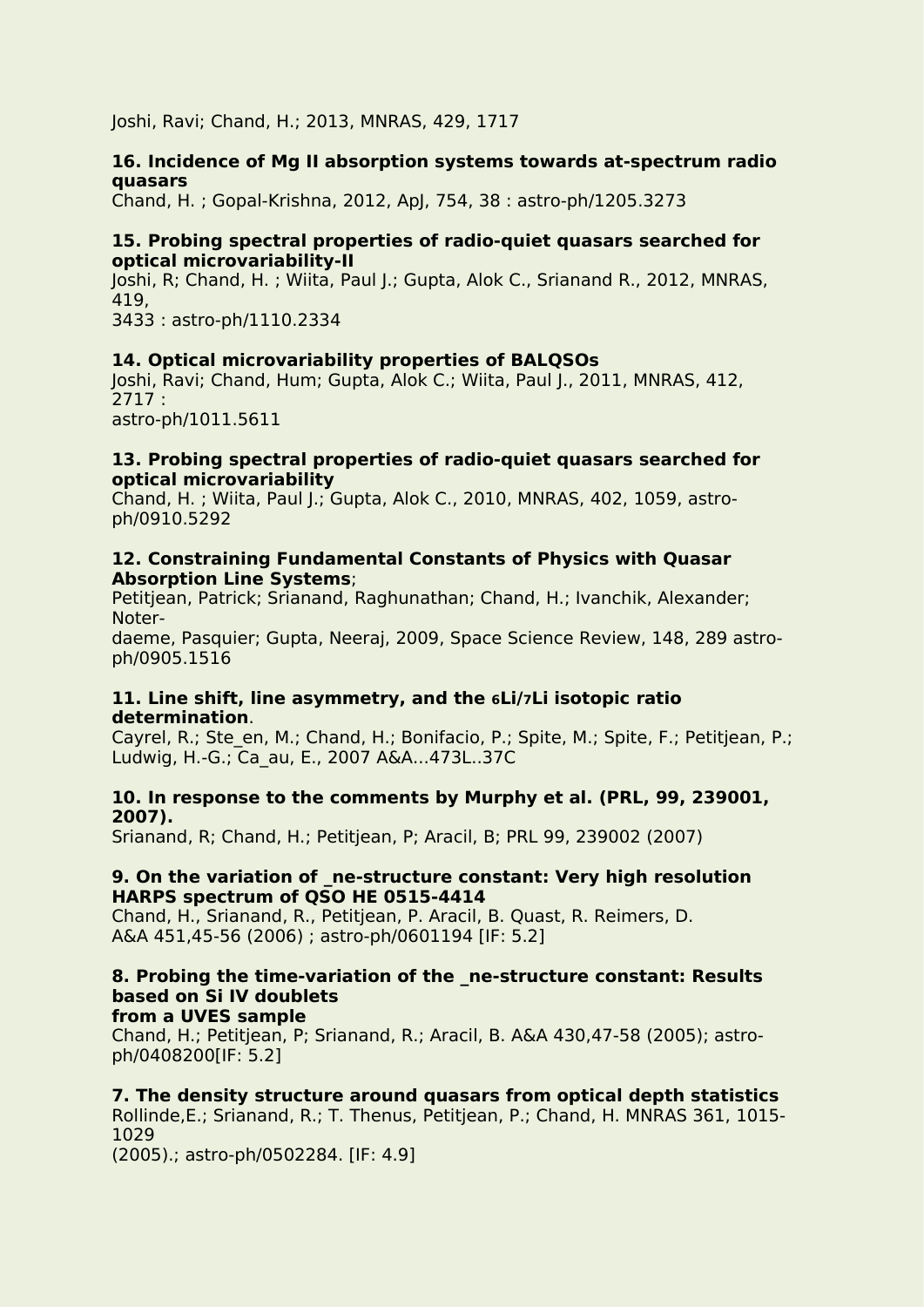Joshi, Ravi; Chand, H.; 2013, MNRAS, 429, 1717

**16. Incidence of Mg II absorption systems towards at-spectrum radio quasars**
Chand, H. ; Gopal-Krishna, 2012, ApJ, 754, 38 : astro-ph/1205.3273

**15. Probing spectral properties of radio-quiet quasars searched for optical microvariability-II**
Joshi, R; Chand, H. ; Wiita, Paul J.; Gupta, Alok C., Srianand R., 2012, MNRAS, 419,
3433 : astro-ph/1110.2334

**14. Optical microvariability properties of BALQSOs**
Joshi, Ravi; Chand, Hum; Gupta, Alok C.; Wiita, Paul J., 2011, MNRAS, 412, 2717 :
astro-ph/1011.5611

**13. Probing spectral properties of radio-quiet quasars searched for optical microvariability**
Chand, H. ; Wiita, Paul J.; Gupta, Alok C., 2010, MNRAS, 402, 1059, astro-ph/0910.5292

**12. Constraining Fundamental Constants of Physics with Quasar Absorption Line Systems**;
Petitjean, Patrick; Srianand, Raghunathan; Chand, H.; Ivanchik, Alexander; Noter-
daeme, Pasquier; Gupta, Neeraj, 2009, Space Science Review, 148, 289 astro-ph/0905.1516

**11. Line shift, line asymmetry, and the $^{6}$Li/$^{7}$Li isotopic ratio determination**.
Cayrel, R.; Ste_en, M.; Chand, H.; Bonifacio, P.; Spite, M.; Spite, F.; Petitjean, P.; Ludwig, H.-G.; Ca_au, E., 2007 A&A...473L..37C

**10. In response to the comments by Murphy et al. (PRL, 99, 239001, 2007).**
Srianand, R; Chand, H.; Petitjean, P; Aracil, B; PRL 99, 239002 (2007)

**9. On the variation of _ne-structure constant: Very high resolution HARPS spectrum of QSO HE 0515-4414**
Chand, H., Srianand, R., Petitjean, P. Aracil, B. Quast, R. Reimers, D.
A&A 451,45-56 (2006) ; astro-ph/0601194 [IF: 5.2]

**8. Probing the time-variation of the _ne-structure constant: Results based on Si IV doublets**
**from a UVES sample**
Chand, H.; Petitjean, P; Srianand, R.; Aracil, B. A&A 430,47-58 (2005); astro-ph/0408200[IF: 5.2]

**7. The density structure around quasars from optical depth statistics**
Rollinde,E.; Srianand, R.; T. Thenus, Petitjean, P.; Chand, H. MNRAS 361, 1015-1029
(2005).; astro-ph/0502284. [IF: 4.9]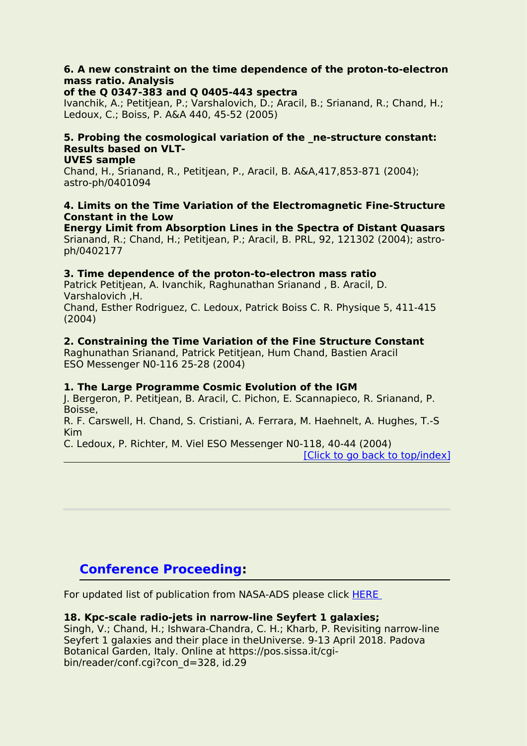**6. A new constraint on the time dependence of the proton-to-electron mass ratio. Analysis of the Q 0347-383 and Q 0405-443 spectra**
Ivanchik, A.; Petitjean, P.; Varshalovich, D.; Aracil, B.; Srianand, R.; Chand, H.; Ledoux, C.; Boiss, P. A&A 440, 45-52 (2005)

**5. Probing the cosmological variation of the _ne-structure constant: Results based on VLT-UVES sample**
Chand, H., Srianand, R., Petitjean, P., Aracil, B. A&A,417,853-871 (2004); astro-ph/0401094

**4. Limits on the Time Variation of the Electromagnetic Fine-Structure Constant in the Low Energy Limit from Absorption Lines in the Spectra of Distant Quasars**
Srianand, R.; Chand, H.; Petitjean, P.; Aracil, B. PRL, 92, 121302 (2004); astro-ph/0402177

**3. Time dependence of the proton-to-electron mass ratio**
Patrick Petitjean, A. Ivanchik, Raghunathan Srianand , B. Aracil, D. Varshalovich ,H.
Chand, Esther Rodriguez, C. Ledoux, Patrick Boiss C. R. Physique 5, 411-415 (2004)

**2. Constraining the Time Variation of the Fine Structure Constant**
Raghunathan Srianand, Patrick Petitjean, Hum Chand, Bastien Aracil
ESO Messenger N0-116 25-28 (2004)

**1. The Large Programme Cosmic Evolution of the IGM**
J. Bergeron, P. Petitjean, B. Aracil, C. Pichon, E. Scannapieco, R. Srianand, P. Boisse,
R. F. Carswell, H. Chand, S. Cristiani, A. Ferrara, M. Haehnelt, A. Hughes, T.-S Kim
C. Ledoux, P. Richter, M. Viel ESO Messenger N0-118, 40-44 (2004)

[Click to go back to top/index]

---

## Conference Proceeding:

For updated list of publication from NASA-ADS please click HERE

**18. Kpc-scale radio-jets in narrow-line Seyfert 1 galaxies;**
Singh, V.; Chand, H.; Ishwara-Chandra, C. H.; Kharb, P. Revisiting narrow-line Seyfert 1 galaxies and their place in theUniverse. 9-13 April 2018. Padova Botanical Garden, Italy. Online at https://pos.sissa.it/cgi-bin/reader/conf.cgi?con_d=328, id.29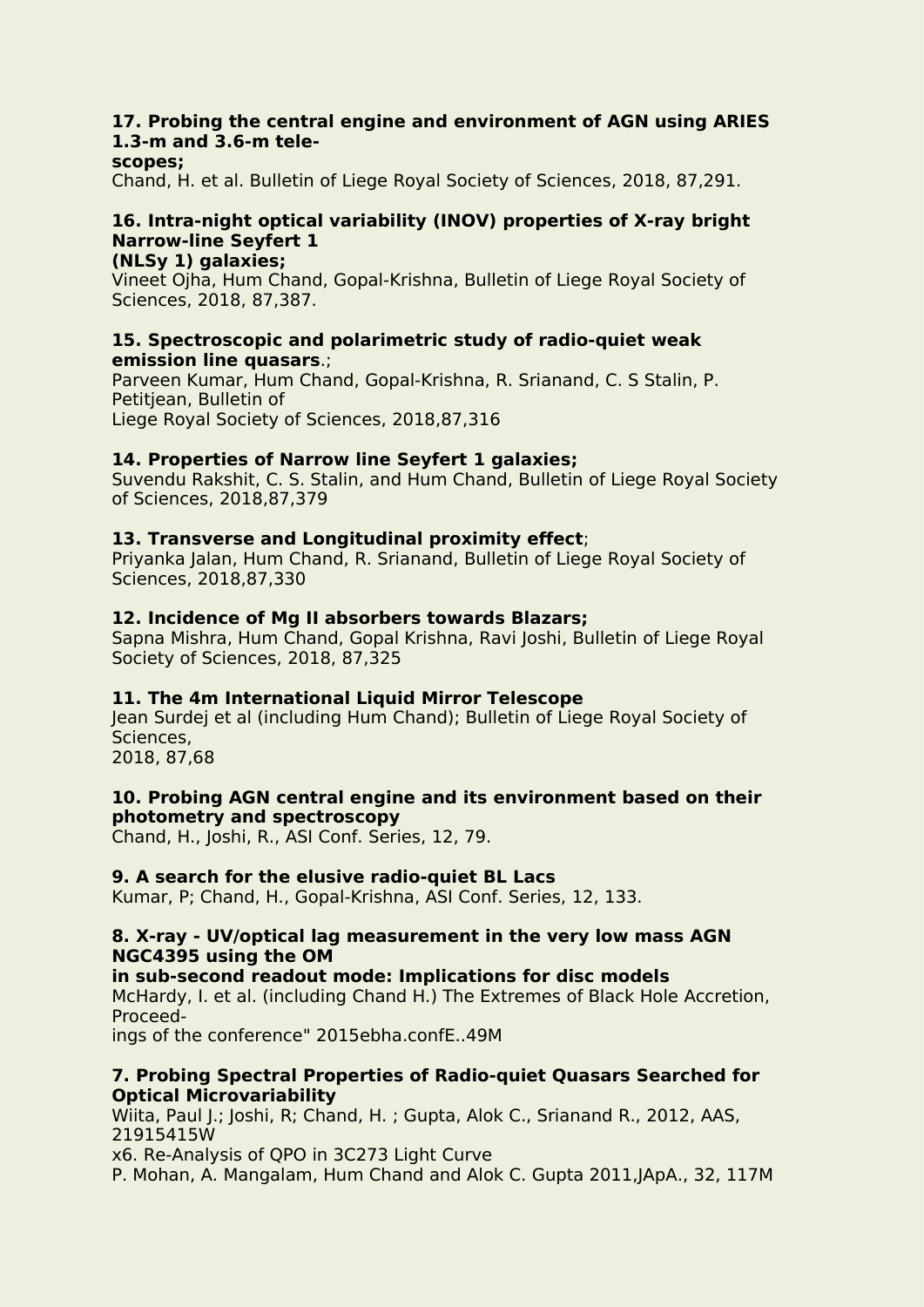**17. Probing the central engine and environment of AGN using ARIES 1.3-m and 3.6-m tele-scopes;**
Chand, H. et al. Bulletin of Liege Royal Society of Sciences, 2018, 87,291.

**16. Intra-night optical variability (INOV) properties of X-ray bright Narrow-line Seyfert 1 (NLSy 1) galaxies;**
Vineet Ojha, Hum Chand, Gopal-Krishna, Bulletin of Liege Royal Society of Sciences, 2018, 87,387.

**15. Spectroscopic and polarimetric study of radio-quiet weak emission line quasars**.;
Parveen Kumar, Hum Chand, Gopal-Krishna, R. Srianand, C. S Stalin, P. Petitjean, Bulletin of Liege Royal Society of Sciences, 2018,87,316

**14. Properties of Narrow line Seyfert 1 galaxies;**
Suvendu Rakshit, C. S. Stalin, and Hum Chand, Bulletin of Liege Royal Society of Sciences, 2018,87,379

**13. Transverse and Longitudinal proximity effect**;
Priyanka Jalan, Hum Chand, R. Srianand, Bulletin of Liege Royal Society of Sciences, 2018,87,330

**12. Incidence of Mg II absorbers towards Blazars;**
Sapna Mishra, Hum Chand, Gopal Krishna, Ravi Joshi, Bulletin of Liege Royal Society of Sciences, 2018, 87,325

**11. The 4m International Liquid Mirror Telescope**
Jean Surdej et al (including Hum Chand); Bulletin of Liege Royal Society of Sciences, 2018, 87,68

**10. Probing AGN central engine and its environment based on their photometry and spectroscopy**
Chand, H., Joshi, R., ASI Conf. Series, 12, 79.

**9. A search for the elusive radio-quiet BL Lacs**
Kumar, P; Chand, H., Gopal-Krishna, ASI Conf. Series, 12, 133.

**8. X-ray - UV/optical lag measurement in the very low mass AGN NGC4395 using the OM in sub-second readout mode: Implications for disc models**
McHardy, I. et al. (including Chand H.) The Extremes of Black Hole Accretion, Proceed-ings of the conference" 2015ebha.confE..49M

**7. Probing Spectral Properties of Radio-quiet Quasars Searched for Optical Microvariability**
Wiita, Paul J.; Joshi, R; Chand, H. ; Gupta, Alok C., Srianand R., 2012, AAS, 21915415W
x6. Re-Analysis of QPO in 3C273 Light Curve
P. Mohan, A. Mangalam, Hum Chand and Alok C. Gupta 2011,JApA., 32, 117M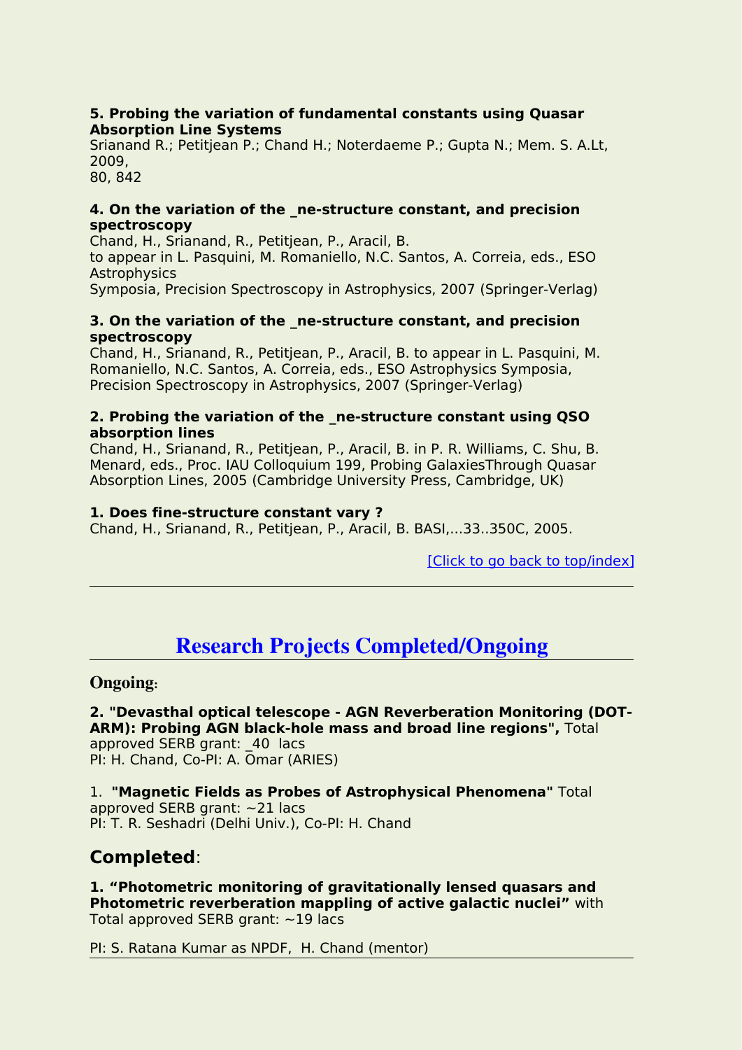**5. Probing the variation of fundamental constants using Quasar Absorption Line Systems**
Srianand R.; Petitjean P.; Chand H.; Noterdaeme P.; Gupta N.; Mem. S. A.Lt, 2009,
80, 842

**4. On the variation of the _ne-structure constant, and precision spectroscopy**
Chand, H., Srianand, R., Petitjean, P., Aracil, B.
to appear in L. Pasquini, M. Romaniello, N.C. Santos, A. Correia, eds., ESO Astrophysics
Symposia, Precision Spectroscopy in Astrophysics, 2007 (Springer-Verlag)

**3. On the variation of the _ne-structure constant, and precision spectroscopy**
Chand, H., Srianand, R., Petitjean, P., Aracil, B. to appear in L. Pasquini, M. Romaniello, N.C. Santos, A. Correia, eds., ESO Astrophysics Symposia, Precision Spectroscopy in Astrophysics, 2007 (Springer-Verlag)

**2. Probing the variation of the _ne-structure constant using QSO absorption lines**
Chand, H., Srianand, R., Petitjean, P., Aracil, B. in P. R. Williams, C. Shu, B. Menard, eds., Proc. IAU Colloquium 199, Probing GalaxiesThrough Quasar Absorption Lines, 2005 (Cambridge University Press, Cambridge, UK)

**1. Does fine-structure constant vary ?**
Chand, H., Srianand, R., Petitjean, P., Aracil, B. BASI,...33..350C, 2005.

[Click to go back to top/index]

---

# Research Projects Completed/Ongoing

**Ongoing:**

**2. "Devasthal optical telescope - AGN Reverberation Monitoring (DOT-ARM): Probing AGN black-hole mass and broad line regions",** Total approved SERB grant: _40 lacs
PI: H. Chand, Co-PI: A. Omar (ARIES)

1. **"Magnetic Fields as Probes of Astrophysical Phenomena"** Total approved SERB grant: ~21 lacs
PI: T. R. Seshadri (Delhi Univ.), Co-PI: H. Chand

## Completed:

**1. "Photometric monitoring of gravitationally lensed quasars and Photometric reverberation mappling of active galactic nuclei"** with Total approved SERB grant: ~19 lacs

PI: S. Ratana Kumar as NPDF, H. Chand (mentor)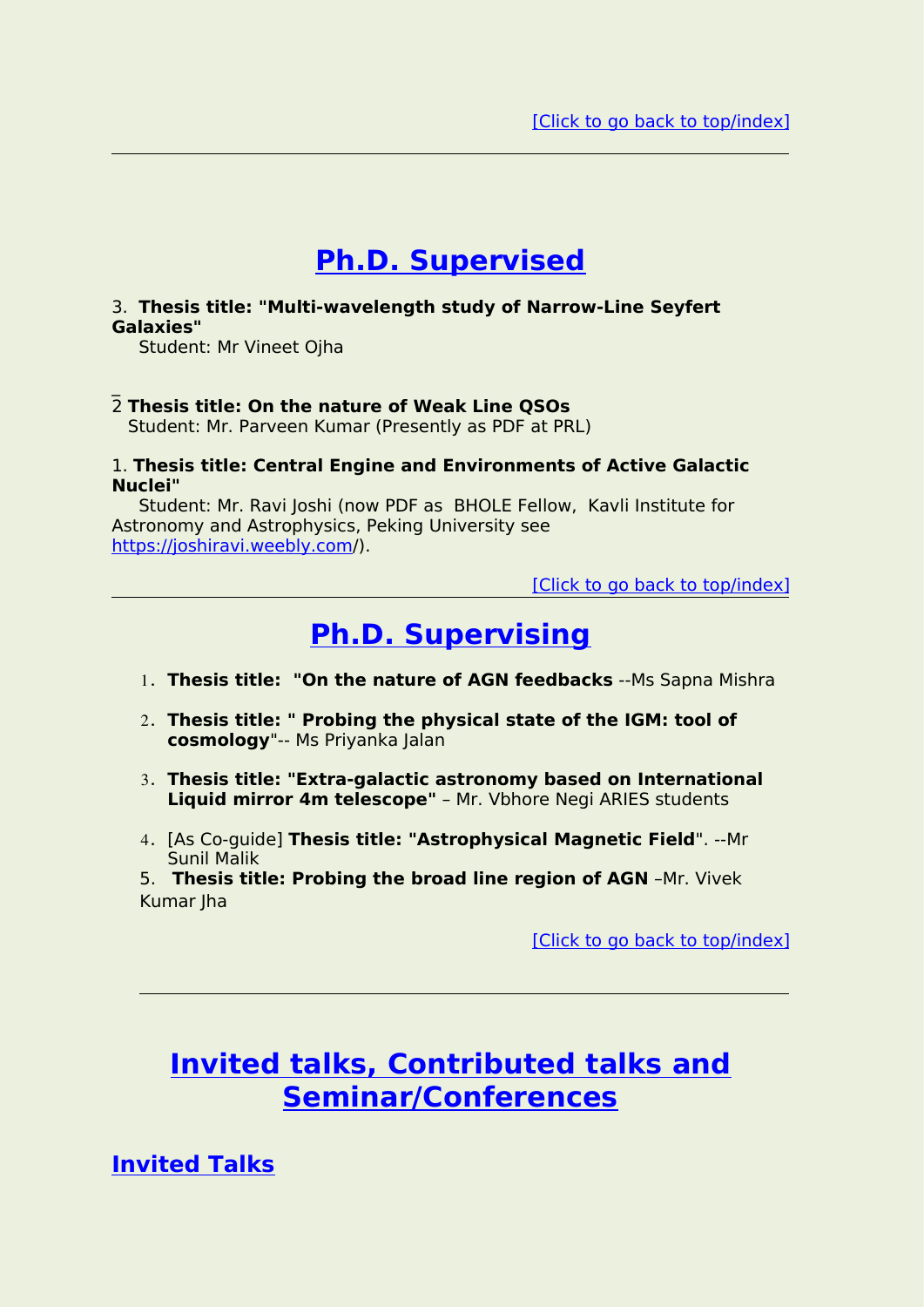[Click to go back to top/index]

---

## Ph.D. Supervised

3. **Thesis title: "Multi-wavelength study of Narrow-Line Seyfert Galaxies"**
   Student: Mr Vineet Ojha

2 **Thesis title: On the nature of Weak Line QSOs**
   Student: Mr. Parveen Kumar (Presently as PDF at PRL)

1. **Thesis title: Central Engine and Environments of Active Galactic Nuclei"**
   Student: Mr. Ravi Joshi (now PDF as BHOLE Fellow, Kavli Institute for Astronomy and Astrophysics, Peking University see https://joshiravi.weebly.com/).

[Click to go back to top/index]

---

## Ph.D. Supervising

1. **Thesis title: "On the nature of AGN feedbacks** --Ms Sapna Mishra
2. **Thesis title: " Probing the physical state of the IGM: tool of cosmology**"-- Ms Priyanka Jalan
3. **Thesis title: "Extra-galactic astronomy based on International Liquid mirror 4m telescope"** – Mr. Vbhore Negi ARIES students
4. [As Co-guide] **Thesis title: "Astrophysical Magnetic Field**". --Mr Sunil Malik
5. **Thesis title: Probing the broad line region of AGN** –Mr. Vivek Kumar Jha

[Click to go back to top/index]

---

## Invited talks, Contributed talks and Seminar/Conferences

### Invited Talks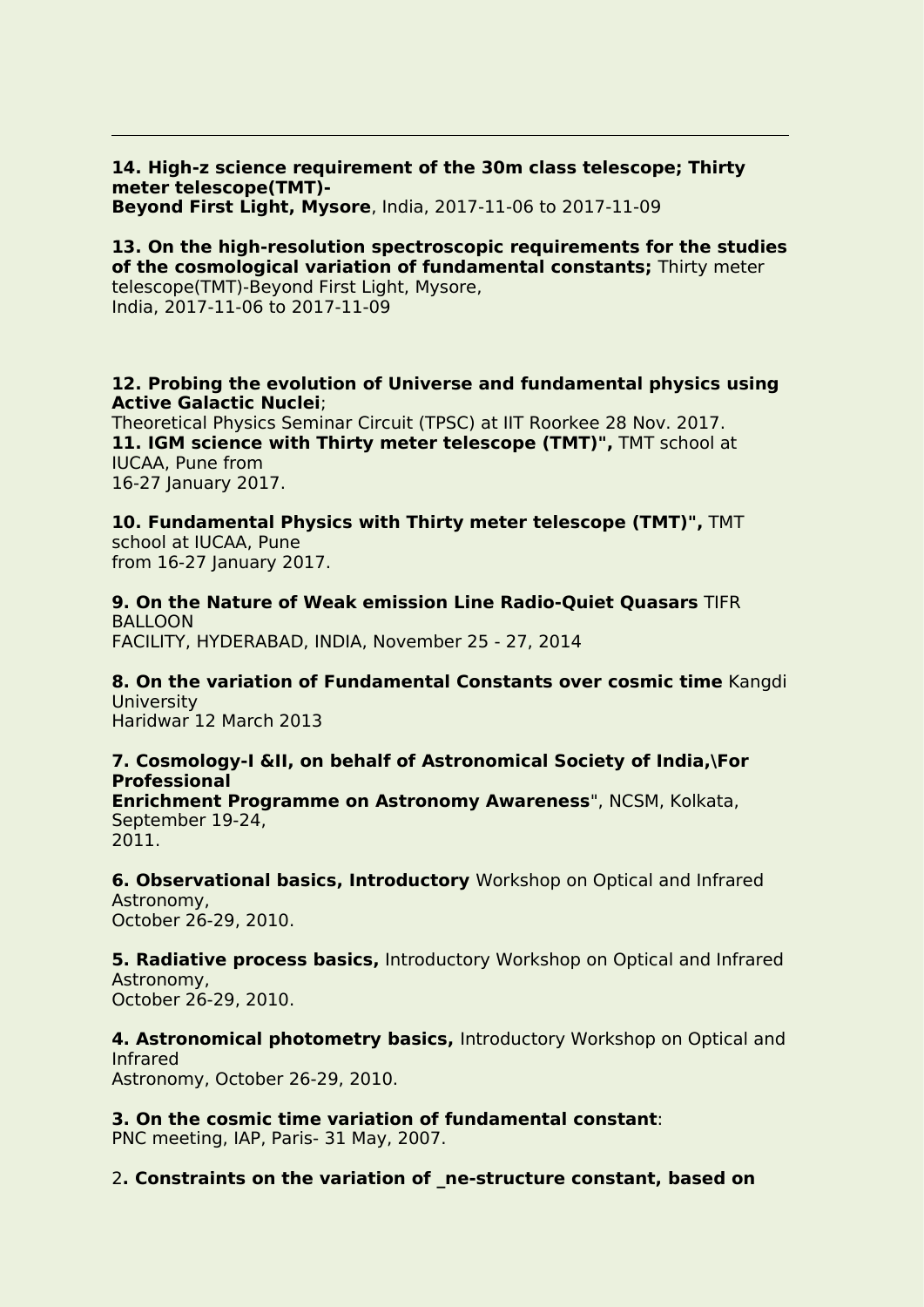---

**14. High-z science requirement of the 30m class telescope; Thirty meter telescope(TMT)-**
**Beyond First Light, Mysore**, India, 2017-11-06 to 2017-11-09

**13. On the high-resolution spectroscopic requirements for the studies of the cosmological variation of fundamental constants;** Thirty meter telescope(TMT)-Beyond First Light, Mysore,
India, 2017-11-06 to 2017-11-09

**12. Probing the evolution of Universe and fundamental physics using Active Galactic Nuclei**;
Theoretical Physics Seminar Circuit (TPSC) at IIT Roorkee 28 Nov. 2017.
**11. IGM science with Thirty meter telescope (TMT)",** TMT school at IUCAA, Pune from
16-27 January 2017.

**10. Fundamental Physics with Thirty meter telescope (TMT)",** TMT school at IUCAA, Pune
from 16-27 January 2017.

**9. On the Nature of Weak emission Line Radio-Quiet Quasars** TIFR BALLOON
FACILITY, HYDERABAD, INDIA, November 25 - 27, 2014

**8. On the variation of Fundamental Constants over cosmic time** Kangdi University
Haridwar 12 March 2013

**7. Cosmology-I &II, on behalf of Astronomical Society of India,\For Professional**
**Enrichment Programme on Astronomy Awareness**", NCSM, Kolkata, September 19-24,
2011.

**6. Observational basics, Introductory** Workshop on Optical and Infrared Astronomy,
October 26-29, 2010.

**5. Radiative process basics,** Introductory Workshop on Optical and Infrared Astronomy,
October 26-29, 2010.

**4. Astronomical photometry basics,** Introductory Workshop on Optical and Infrared
Astronomy, October 26-29, 2010.

**3. On the cosmic time variation of fundamental constant**:
PNC meeting, IAP, Paris- 31 May, 2007.

2**. Constraints on the variation of _ne-structure constant, based on**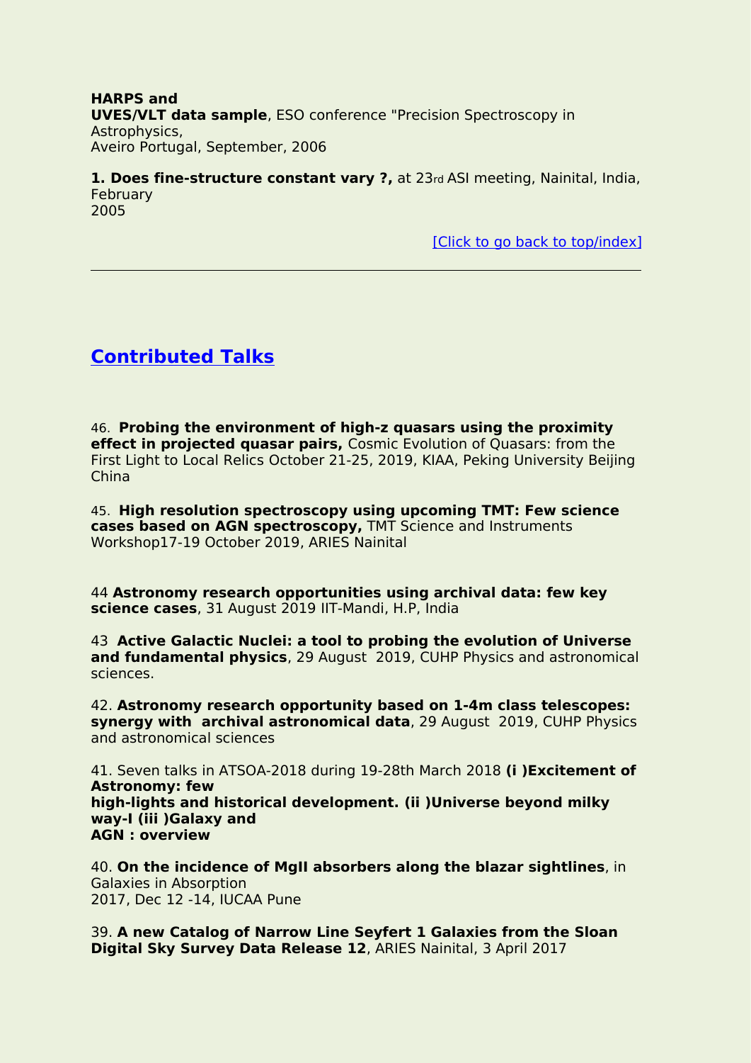**HARPS and UVES/VLT data sample**, ESO conference "Precision Spectroscopy in Astrophysics, Aveiro Portugal, September, 2006

**1. Does fine-structure constant vary ?,** at 23rd ASI meeting, Nainital, India, February 2005

[Click to go back to top/index]

---

## Contributed Talks

46. **Probing the environment of high-z quasars using the proximity effect in projected quasar pairs,** Cosmic Evolution of Quasars: from the First Light to Local Relics October 21-25, 2019, KIAA, Peking University Beijing China

45. **High resolution spectroscopy using upcoming TMT: Few science cases based on AGN spectroscopy,** TMT Science and Instruments Workshop17-19 October 2019, ARIES Nainital

44 **Astronomy research opportunities using archival data: few key science cases**, 31 August 2019 IIT-Mandi, H.P, India

43 **Active Galactic Nuclei: a tool to probing the evolution of Universe and fundamental physics**, 29 August 2019, CUHP Physics and astronomical sciences.

42. **Astronomy research opportunity based on 1-4m class telescopes: synergy with archival astronomical data**, 29 August 2019, CUHP Physics and astronomical sciences

41. Seven talks in ATSOA-2018 during 19-28th March 2018 **(i )Excitement of Astronomy: few high-lights and historical development. (ii )Universe beyond milky way-I (iii )Galaxy and AGN : overview**

40. **On the incidence of MgII absorbers along the blazar sightlines**, in Galaxies in Absorption 2017, Dec 12 -14, IUCAA Pune

39. **A new Catalog of Narrow Line Seyfert 1 Galaxies from the Sloan Digital Sky Survey Data Release 12**, ARIES Nainital, 3 April 2017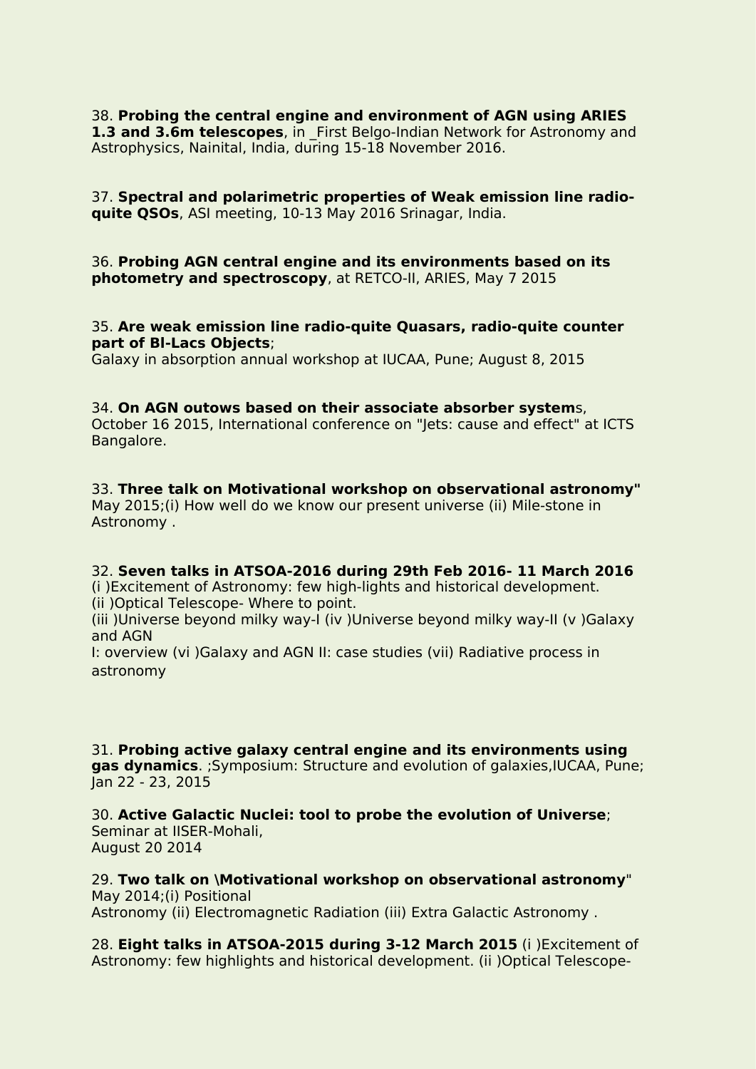38. **Probing the central engine and environment of AGN using ARIES 1.3 and 3.6m telescopes**, in _First Belgo-Indian Network for Astronomy and Astrophysics, Nainital, India, during 15-18 November 2016.

37. **Spectral and polarimetric properties of Weak emission line radio-quite QSOs**, ASI meeting, 10-13 May 2016 Srinagar, India.

36. **Probing AGN central engine and its environments based on its photometry and spectroscopy**, at RETCO-II, ARIES, May 7 2015

35. **Are weak emission line radio-quite Quasars, radio-quite counter part of Bl-Lacs Objects**;
Galaxy in absorption annual workshop at IUCAA, Pune; August 8, 2015

34. **On AGN outows based on their associate absorber system**s, October 16 2015, International conference on "Jets: cause and effect" at ICTS Bangalore.

33. **Three talk on Motivational workshop on observational astronomy"** May 2015;(i) How well do we know our present universe (ii) Mile-stone in Astronomy .

32. **Seven talks in ATSOA-2016 during 29th Feb 2016- 11 March 2016**
(i )Excitement of Astronomy: few high-lights and historical development.
(ii )Optical Telescope- Where to point.
(iii )Universe beyond milky way-I (iv )Universe beyond milky way-II (v )Galaxy and AGN
I: overview (vi )Galaxy and AGN II: case studies (vii) Radiative process in astronomy

31. **Probing active galaxy central engine and its environments using gas dynamics**. ;Symposium: Structure and evolution of galaxies,IUCAA, Pune; Jan 22 - 23, 2015

30. **Active Galactic Nuclei: tool to probe the evolution of Universe**;
Seminar at IISER-Mohali,
August 20 2014

29. **Two talk on \Motivational workshop on observational astronomy**"
May 2014;(i) Positional
Astronomy (ii) Electromagnetic Radiation (iii) Extra Galactic Astronomy .

28. **Eight talks in ATSOA-2015 during 3-12 March 2015** (i )Excitement of Astronomy: few highlights and historical development. (ii )Optical Telescope-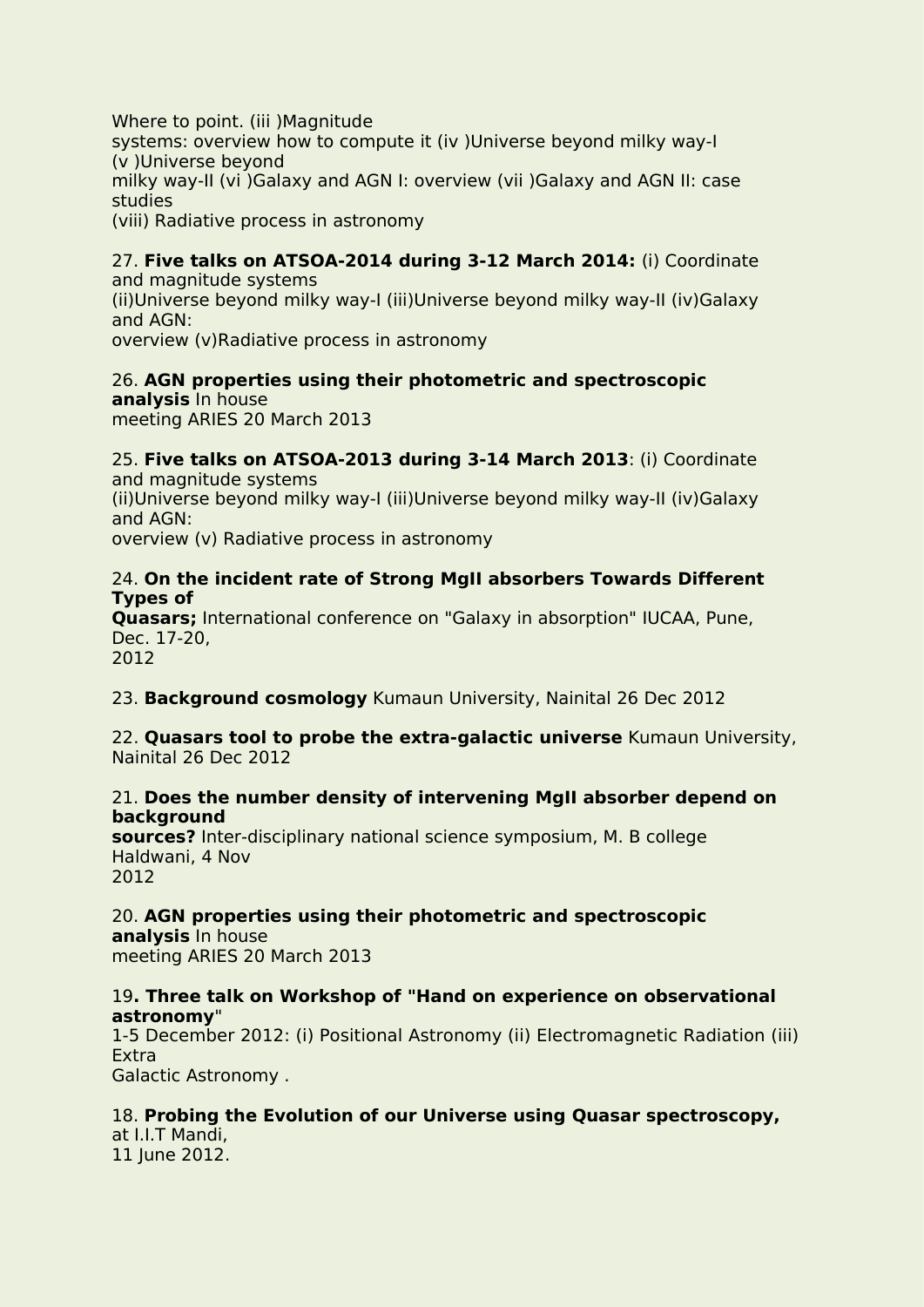Where to point. (iii )Magnitude systems: overview how to compute it (iv )Universe beyond milky way-I (v )Universe beyond milky way-II (vi )Galaxy and AGN I: overview (vii )Galaxy and AGN II: case studies (viii) Radiative process in astronomy

27. **Five talks on ATSOA-2014 during 3-12 March 2014:** (i) Coordinate and magnitude systems (ii)Universe beyond milky way-I (iii)Universe beyond milky way-II (iv)Galaxy and AGN: overview (v)Radiative process in astronomy

26. **AGN properties using their photometric and spectroscopic analysis** In house meeting ARIES 20 March 2013

25. **Five talks on ATSOA-2013 during 3-14 March 2013**: (i) Coordinate and magnitude systems (ii)Universe beyond milky way-I (iii)Universe beyond milky way-II (iv)Galaxy and AGN: overview (v) Radiative process in astronomy

24. **On the incident rate of Strong MgII absorbers Towards Different Types of Quasars;** International conference on "Galaxy in absorption" IUCAA, Pune, Dec. 17-20, 2012

23. **Background cosmology** Kumaun University, Nainital 26 Dec 2012

22. **Quasars tool to probe the extra-galactic universe** Kumaun University, Nainital 26 Dec 2012

21. **Does the number density of intervening MgII absorber depend on background sources?** Inter-disciplinary national science symposium, M. B college Haldwani, 4 Nov 2012

20. **AGN properties using their photometric and spectroscopic analysis** In house meeting ARIES 20 March 2013

19**. Three talk on Workshop of "Hand on experience on observational astronomy**" 1-5 December 2012: (i) Positional Astronomy (ii) Electromagnetic Radiation (iii) Extra Galactic Astronomy .

18. **Probing the Evolution of our Universe using Quasar spectroscopy,** at I.I.T Mandi, 11 June 2012.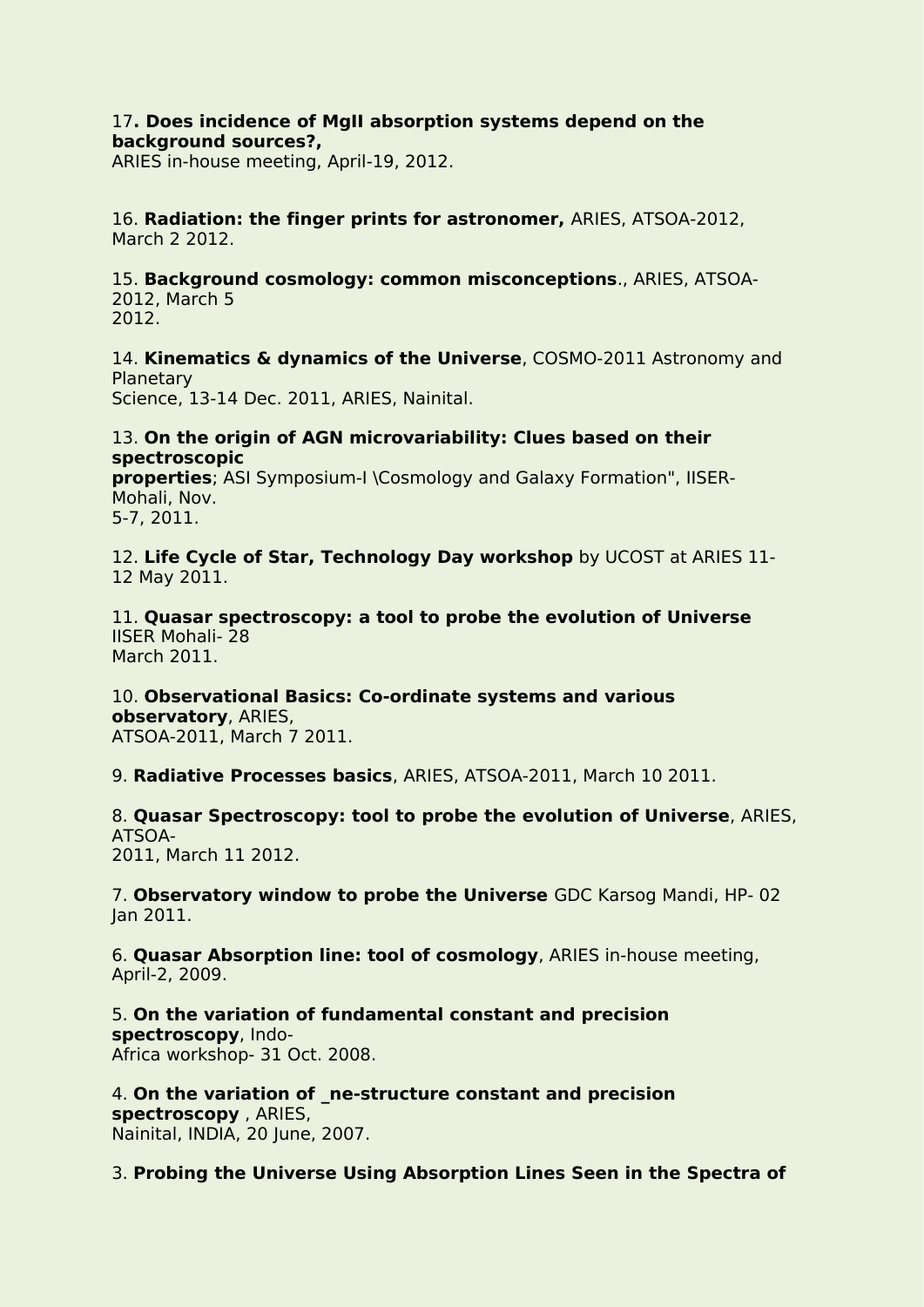17**. Does incidence of MgII absorption systems depend on the background sources?,**
ARIES in-house meeting, April-19, 2012.

16. **Radiation: the finger prints for astronomer,** ARIES, ATSOA-2012, March 2 2012.

15. **Background cosmology: common misconceptions**., ARIES, ATSOA-2012, March 5 2012.

14. **Kinematics & dynamics of the Universe**, COSMO-2011 Astronomy and Planetary Science, 13-14 Dec. 2011, ARIES, Nainital.

13. **On the origin of AGN microvariability: Clues based on their spectroscopic properties**; ASI Symposium-I \Cosmology and Galaxy Formation", IISER-Mohali, Nov. 5-7, 2011.

12. **Life Cycle of Star, Technology Day workshop** by UCOST at ARIES 11-12 May 2011.

11. **Quasar spectroscopy: a tool to probe the evolution of Universe** IISER Mohali- 28 March 2011.

10. **Observational Basics: Co-ordinate systems and various observatory**, ARIES, ATSOA-2011, March 7 2011.

9. **Radiative Processes basics**, ARIES, ATSOA-2011, March 10 2011.

8. **Quasar Spectroscopy: tool to probe the evolution of Universe**, ARIES, ATSOA-2011, March 11 2012.

7. **Observatory window to probe the Universe** GDC Karsog Mandi, HP- 02 Jan 2011.

6. **Quasar Absorption line: tool of cosmology**, ARIES in-house meeting, April-2, 2009.

5. **On the variation of fundamental constant and precision spectroscopy**, Indo-Africa workshop- 31 Oct. 2008.

4. **On the variation of _ne-structure constant and precision spectroscopy** , ARIES, Nainital, INDIA, 20 June, 2007.

3. **Probing the Universe Using Absorption Lines Seen in the Spectra of**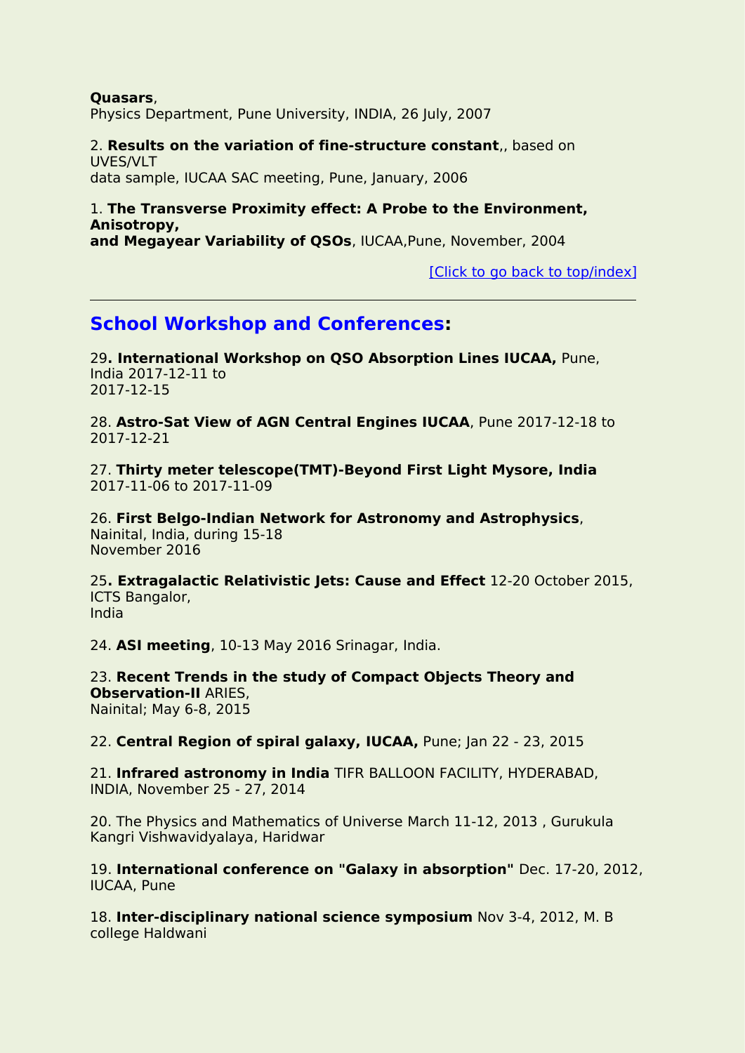**Quasars**,
Physics Department, Pune University, INDIA, 26 July, 2007

2. **Results on the variation of fine-structure constant**,, based on UVES/VLT data sample, IUCAA SAC meeting, Pune, January, 2006

1. **The Transverse Proximity effect: A Probe to the Environment, Anisotropy, and Megayear Variability of QSOs**, IUCAA,Pune, November, 2004

[Click to go back to top/index]

---

## School Workshop and Conferences:

29**. International Workshop on QSO Absorption Lines IUCAA,** Pune, India 2017-12-11 to 2017-12-15

28. **Astro-Sat View of AGN Central Engines IUCAA**, Pune 2017-12-18 to 2017-12-21

27. **Thirty meter telescope(TMT)-Beyond First Light Mysore, India** 2017-11-06 to 2017-11-09

26. **First Belgo-Indian Network for Astronomy and Astrophysics**, Nainital, India, during 15-18 November 2016

25**. Extragalactic Relativistic Jets: Cause and Effect** 12-20 October 2015, ICTS Bangalor, India

24. **ASI meeting**, 10-13 May 2016 Srinagar, India.

23. **Recent Trends in the study of Compact Objects Theory and Observation-II** ARIES, Nainital; May 6-8, 2015

22. **Central Region of spiral galaxy, IUCAA,** Pune; Jan 22 - 23, 2015

21. **Infrared astronomy in India** TIFR BALLOON FACILITY, HYDERABAD, INDIA, November 25 - 27, 2014

20. The Physics and Mathematics of Universe March 11-12, 2013 , Gurukula Kangri Vishwavidyalaya, Haridwar

19. **International conference on "Galaxy in absorption"** Dec. 17-20, 2012, IUCAA, Pune

18. **Inter-disciplinary national science symposium** Nov 3-4, 2012, M. B college Haldwani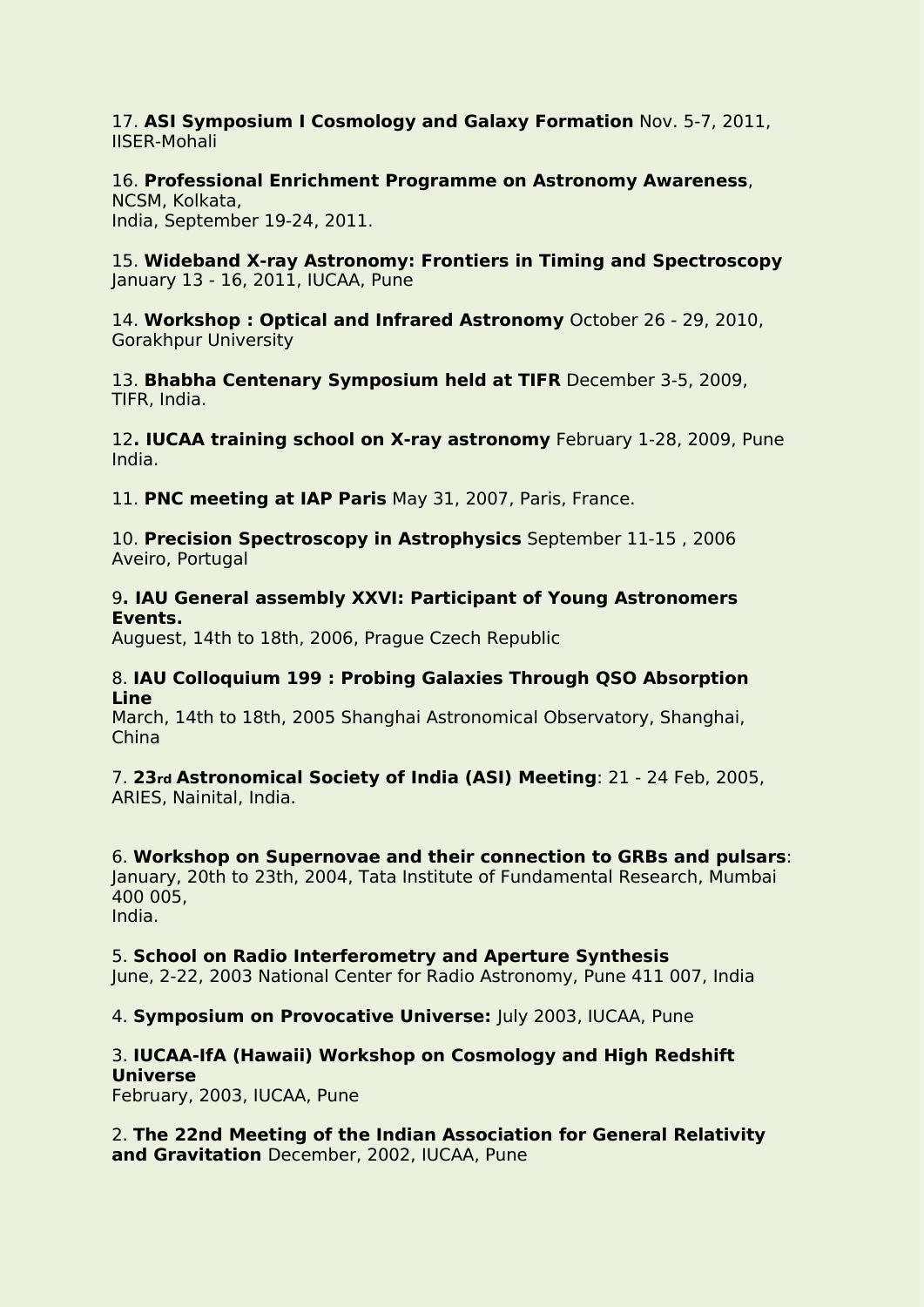17. **ASI Symposium I Cosmology and Galaxy Formation** Nov. 5-7, 2011, IISER-Mohali

16. **Professional Enrichment Programme on Astronomy Awareness**, NCSM, Kolkata,
India, September 19-24, 2011.

15. **Wideband X-ray Astronomy: Frontiers in Timing and Spectroscopy** January 13 - 16, 2011, IUCAA, Pune

14. **Workshop : Optical and Infrared Astronomy** October 26 - 29, 2010, Gorakhpur University

13. **Bhabha Centenary Symposium held at TIFR** December 3-5, 2009, TIFR, India.

12**. IUCAA training school on X-ray astronomy** February 1-28, 2009, Pune India.

11. **PNC meeting at IAP Paris** May 31, 2007, Paris, France.

10. **Precision Spectroscopy in Astrophysics** September 11-15 , 2006 Aveiro, Portugal

9**. IAU General assembly XXVI: Participant of Young Astronomers Events.**
Auguest, 14th to 18th, 2006, Prague Czech Republic

8. **IAU Colloquium 199 : Probing Galaxies Through QSO Absorption Line**
March, 14th to 18th, 2005 Shanghai Astronomical Observatory, Shanghai, China

7. **23rd Astronomical Society of India (ASI) Meeting**: 21 - 24 Feb, 2005, ARIES, Nainital, India.

6. **Workshop on Supernovae and their connection to GRBs and pulsars**: January, 20th to 23th, 2004, Tata Institute of Fundamental Research, Mumbai 400 005,
India.

5. **School on Radio Interferometry and Aperture Synthesis**
June, 2-22, 2003 National Center for Radio Astronomy, Pune 411 007, India

4. **Symposium on Provocative Universe:** July 2003, IUCAA, Pune

3. **IUCAA-IfA (Hawaii) Workshop on Cosmology and High Redshift Universe**
February, 2003, IUCAA, Pune

2. **The 22nd Meeting of the Indian Association for General Relativity and Gravitation** December, 2002, IUCAA, Pune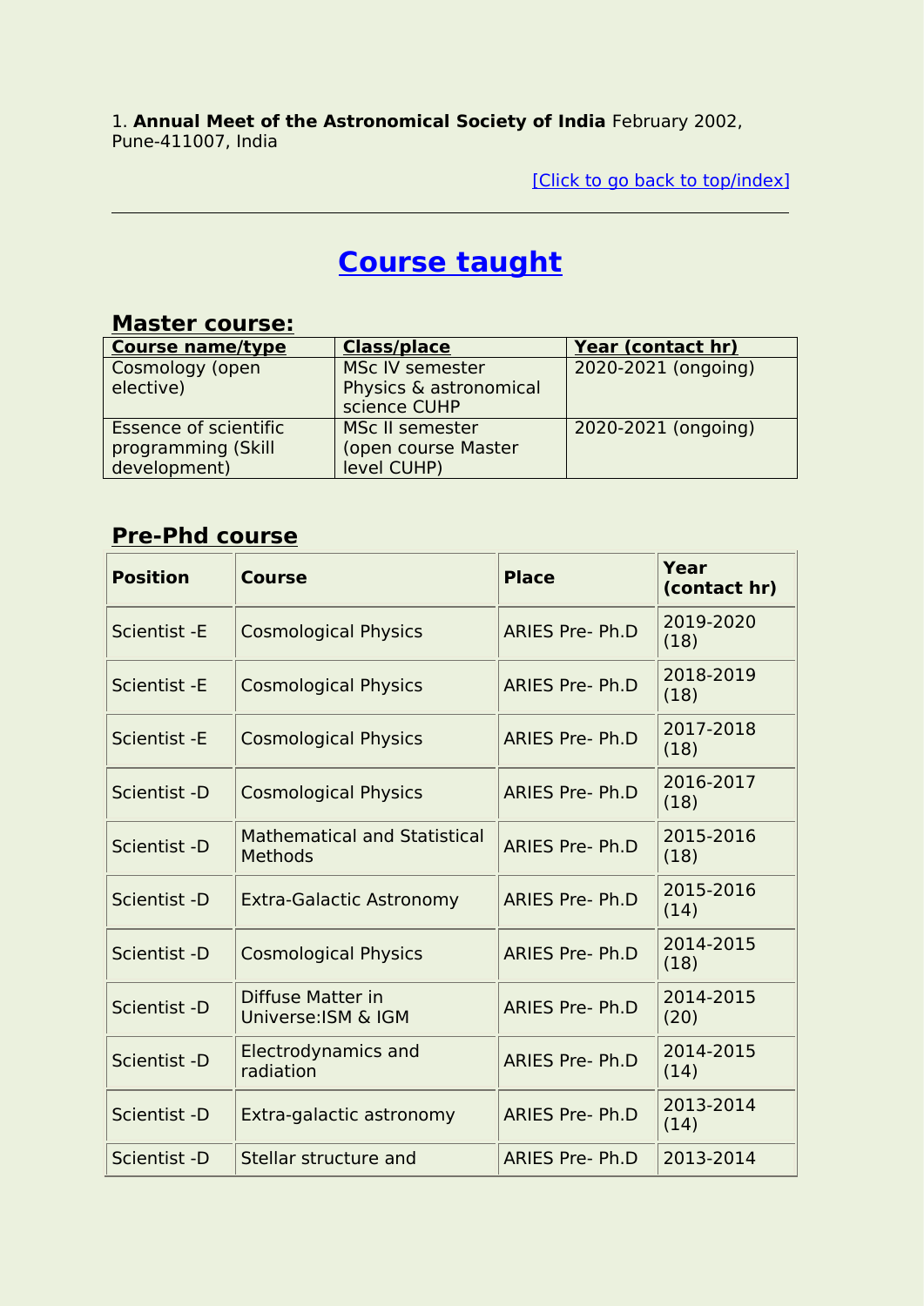1. **Annual Meet of the Astronomical Society of India** February 2002, Pune-411007, India

[Click to go back to top/index]

---

## Course taught

### Master course:

| Course name/type | Class/place | Year (contact hr) |
|---|---|---|
| Cosmology (open elective) | MSc IV semester Physics & astronomical science CUHP | 2020-2021 (ongoing) |
| Essence of scientific programming (Skill development) | MSc II semester (open course Master level CUHP) | 2020-2021 (ongoing) |

### Pre-Phd course

| Position | Course | Place | Year (contact hr) |
|---|---|---|---|
| Scientist -E | Cosmological Physics | ARIES Pre- Ph.D | 2019-2020 (18) |
| Scientist -E | Cosmological Physics | ARIES Pre- Ph.D | 2018-2019 (18) |
| Scientist -E | Cosmological Physics | ARIES Pre- Ph.D | 2017-2018 (18) |
| Scientist -D | Cosmological Physics | ARIES Pre- Ph.D | 2016-2017 (18) |
| Scientist -D | Mathematical and Statistical Methods | ARIES Pre- Ph.D | 2015-2016 (18) |
| Scientist -D | Extra-Galactic Astronomy | ARIES Pre- Ph.D | 2015-2016 (14) |
| Scientist -D | Cosmological Physics | ARIES Pre- Ph.D | 2014-2015 (18) |
| Scientist -D | Diffuse Matter in Universe:ISM & IGM | ARIES Pre- Ph.D | 2014-2015 (20) |
| Scientist -D | Electrodynamics and radiation | ARIES Pre- Ph.D | 2014-2015 (14) |
| Scientist -D | Extra-galactic astronomy | ARIES Pre- Ph.D | 2013-2014 (14) |
| Scientist -D | Stellar structure and | ARIES Pre- Ph.D | 2013-2014 |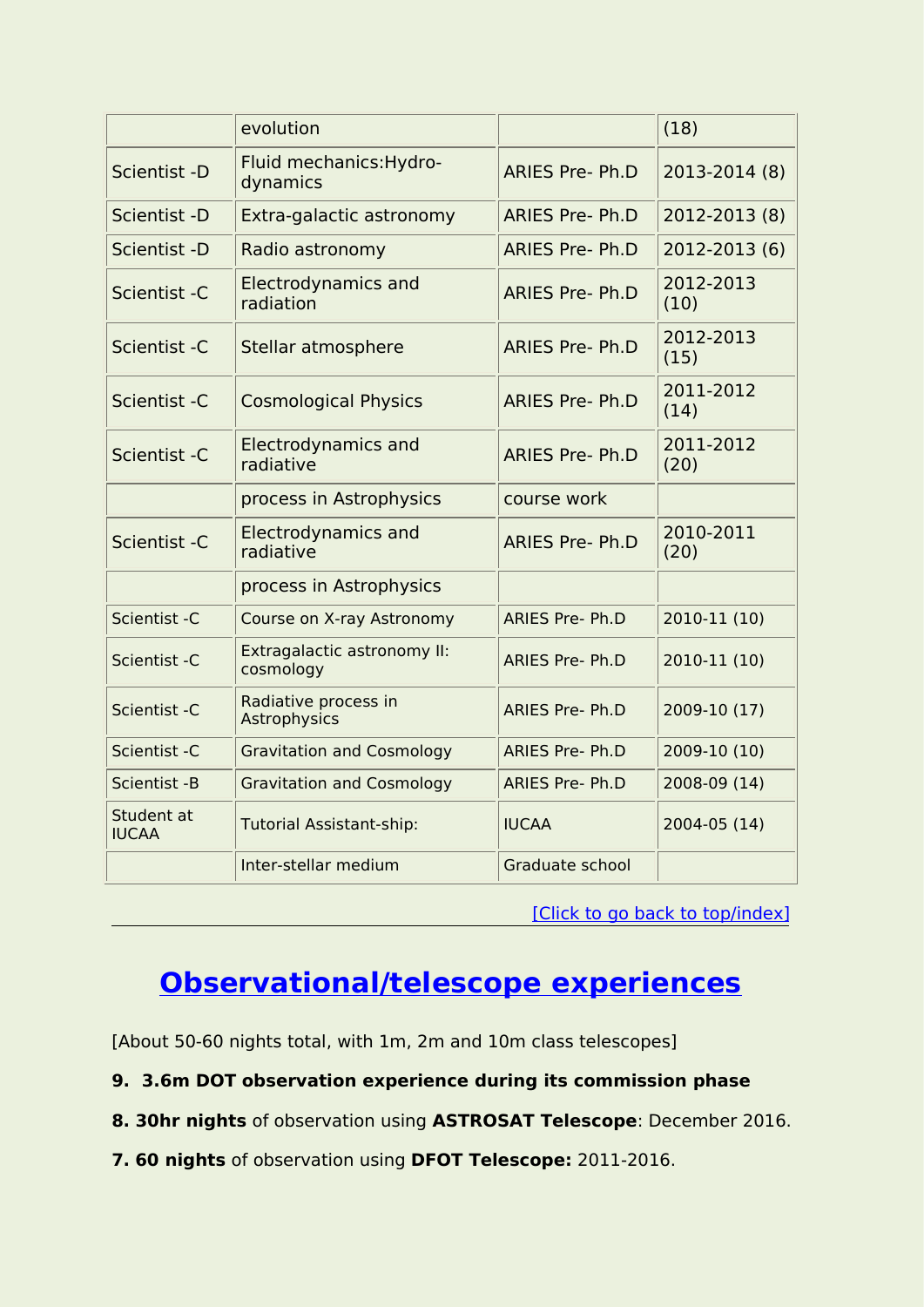|  | evolution |  | (18) |
|---|---|---|---|
| Scientist -D | Fluid mechanics:Hydro-dynamics | ARIES Pre- Ph.D | 2013-2014 (8) |
| Scientist -D | Extra-galactic astronomy | ARIES Pre- Ph.D | 2012-2013 (8) |
| Scientist -D | Radio astronomy | ARIES Pre- Ph.D | 2012-2013 (6) |
| Scientist -C | Electrodynamics and radiation | ARIES Pre- Ph.D | 2012-2013 (10) |
| Scientist -C | Stellar atmosphere | ARIES Pre- Ph.D | 2012-2013 (15) |
| Scientist -C | Cosmological Physics | ARIES Pre- Ph.D | 2011-2012 (14) |
| Scientist -C | Electrodynamics and radiative | ARIES Pre- Ph.D | 2011-2012 (20) |
|  | process in Astrophysics | course work |  |
| Scientist -C | Electrodynamics and radiative | ARIES Pre- Ph.D | 2010-2011 (20) |
|  | process in Astrophysics |  |  |
| Scientist -C | Course on X-ray Astronomy | ARIES Pre- Ph.D | 2010-11 (10) |
| Scientist -C | Extragalactic astronomy II: cosmology | ARIES Pre- Ph.D | 2010-11 (10) |
| Scientist -C | Radiative process in Astrophysics | ARIES Pre- Ph.D | 2009-10 (17) |
| Scientist -C | Gravitation and Cosmology | ARIES Pre- Ph.D | 2009-10 (10) |
| Scientist -B | Gravitation and Cosmology | ARIES Pre- Ph.D | 2008-09 (14) |
| Student at IUCAA | Tutorial Assistant-ship: | IUCAA | 2004-05 (14) |
|  | Inter-stellar medium | Graduate school |  |

[Click to go back to top/index]

## Observational/telescope experiences

[About 50-60 nights total, with 1m, 2m and 10m class telescopes]

**9. 3.6m DOT observation experience during its commission phase**

**8. 30hr nights** of observation using **ASTROSAT Telescope**: December 2016.

**7. 60 nights** of observation using **DFOT Telescope:** 2011-2016.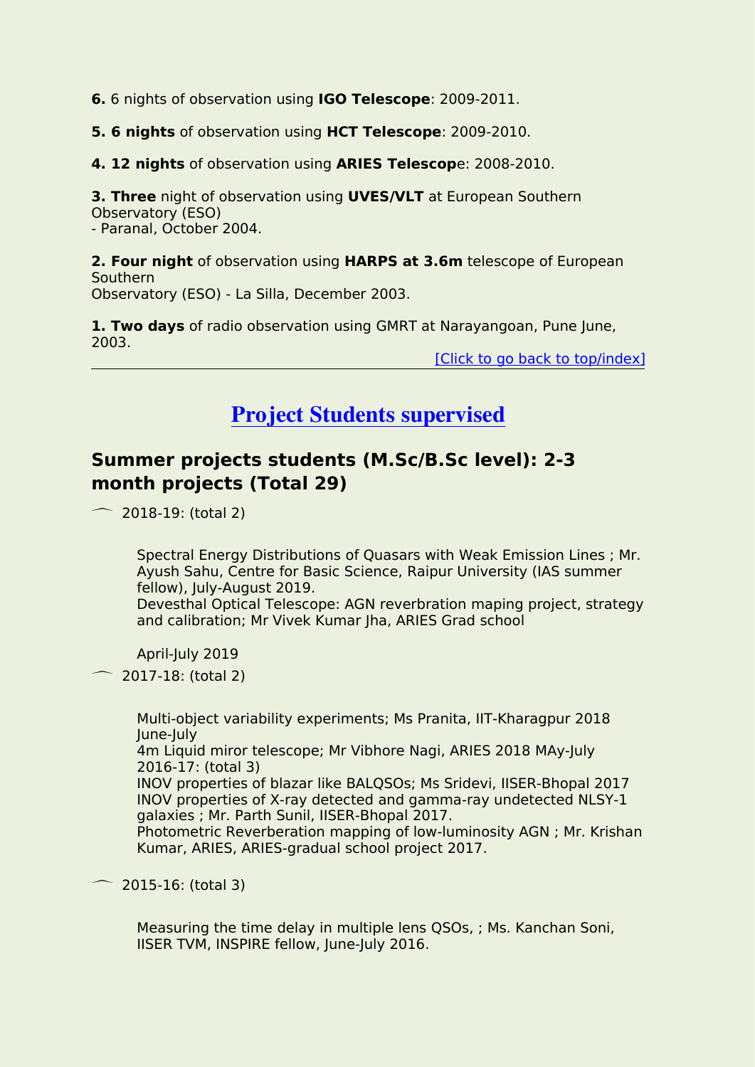**6.** 6 nights of observation using **IGO Telescope**: 2009-2011.

**5. 6 nights** of observation using **HCT Telescope**: 2009-2010.

**4. 12 nights** of observation using **ARIES Telescop**e: 2008-2010.

**3. Three** night of observation using **UVES/VLT** at European Southern Observatory (ESO)
- Paranal, October 2004.

**2. Four night** of observation using **HARPS at 3.6m** telescope of European Southern
Observatory (ESO) - La Silla, December 2003.

**1. Two days** of radio observation using GMRT at Narayangoan, Pune June, 2003.

[Click to go back to top/index]

---

## Project Students supervised

### Summer projects students (M.Sc/B.Sc level): 2-3 month projects (Total 29)

- 2018-19: (total 2)

  Spectral Energy Distributions of Quasars with Weak Emission Lines ; Mr. Ayush Sahu, Centre for Basic Science, Raipur University (IAS summer fellow), July-August 2019.
  Devesthal Optical Telescope: AGN reverbration maping project, strategy and calibration; Mr Vivek Kumar Jha, ARIES Grad school

  April-July 2019

- 2017-18: (total 2)

  Multi-object variability experiments; Ms Pranita, IIT-Kharagpur 2018 June-July
  4m Liquid miror telescope; Mr Vibhore Nagi, ARIES 2018 MAy-July
  2016-17: (total 3)
  INOV properties of blazar like BALQSOs; Ms Sridevi, IISER-Bhopal 2017
  INOV properties of X-ray detected and gamma-ray undetected NLSY-1 galaxies ; Mr. Parth Sunil, IISER-Bhopal 2017.
  Photometric Reverberation mapping of low-luminosity AGN ; Mr. Krishan Kumar, ARIES, ARIES-gradual school project 2017.

- 2015-16: (total 3)

  Measuring the time delay in multiple lens QSOs, ; Ms. Kanchan Soni, IISER TVM, INSPIRE fellow, June-July 2016.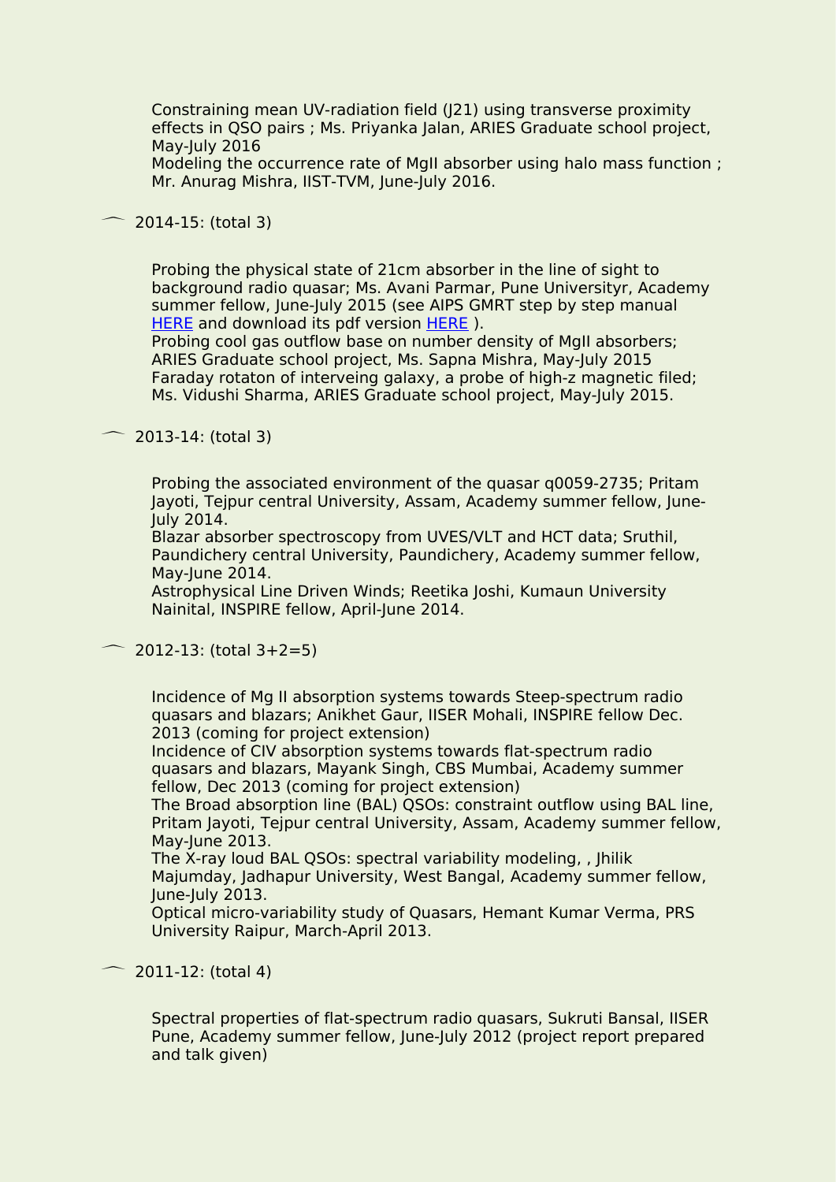Constraining mean UV-radiation field (J21) using transverse proximity effects in QSO pairs ; Ms. Priyanka Jalan, ARIES Graduate school project, May-July 2016
Modeling the occurrence rate of MgII absorber using halo mass function ; Mr. Anurag Mishra, IIST-TVM, June-July 2016.

- 2014-15: (total 3)

Probing the physical state of 21cm absorber in the line of sight to background radio quasar; Ms. Avani Parmar, Pune Universityr, Academy summer fellow, June-July 2015 (see AIPS GMRT step by step manual HERE and download its pdf version HERE ).
Probing cool gas outflow base on number density of MgII absorbers; ARIES Graduate school project, Ms. Sapna Mishra, May-July 2015
Faraday rotaton of interveing galaxy, a probe of high-z magnetic filed; Ms. Vidushi Sharma, ARIES Graduate school project, May-July 2015.

- 2013-14: (total 3)

Probing the associated environment of the quasar q0059-2735; Pritam Jayoti, Tejpur central University, Assam, Academy summer fellow, June-July 2014.
Blazar absorber spectroscopy from UVES/VLT and HCT data; Sruthil, Paundichery central University, Paundichery, Academy summer fellow, May-June 2014.
Astrophysical Line Driven Winds; Reetika Joshi, Kumaun University Nainital, INSPIRE fellow, April-June 2014.

- 2012-13: (total 3+2=5)

Incidence of Mg II absorption systems towards Steep-spectrum radio quasars and blazars; Anikhet Gaur, IISER Mohali, INSPIRE fellow Dec. 2013 (coming for project extension)
Incidence of CIV absorption systems towards flat-spectrum radio quasars and blazars, Mayank Singh, CBS Mumbai, Academy summer fellow, Dec 2013 (coming for project extension)
The Broad absorption line (BAL) QSOs: constraint outflow using BAL line, Pritam Jayoti, Tejpur central University, Assam, Academy summer fellow, May-June 2013.
The X-ray loud BAL QSOs: spectral variability modeling, , Jhilik Majumday, Jadhapur University, West Bangal, Academy summer fellow, June-July 2013.
Optical micro-variability study of Quasars, Hemant Kumar Verma, PRS University Raipur, March-April 2013.

- 2011-12: (total 4)

Spectral properties of flat-spectrum radio quasars, Sukruti Bansal, IISER Pune, Academy summer fellow, June-July 2012 (project report prepared and talk given)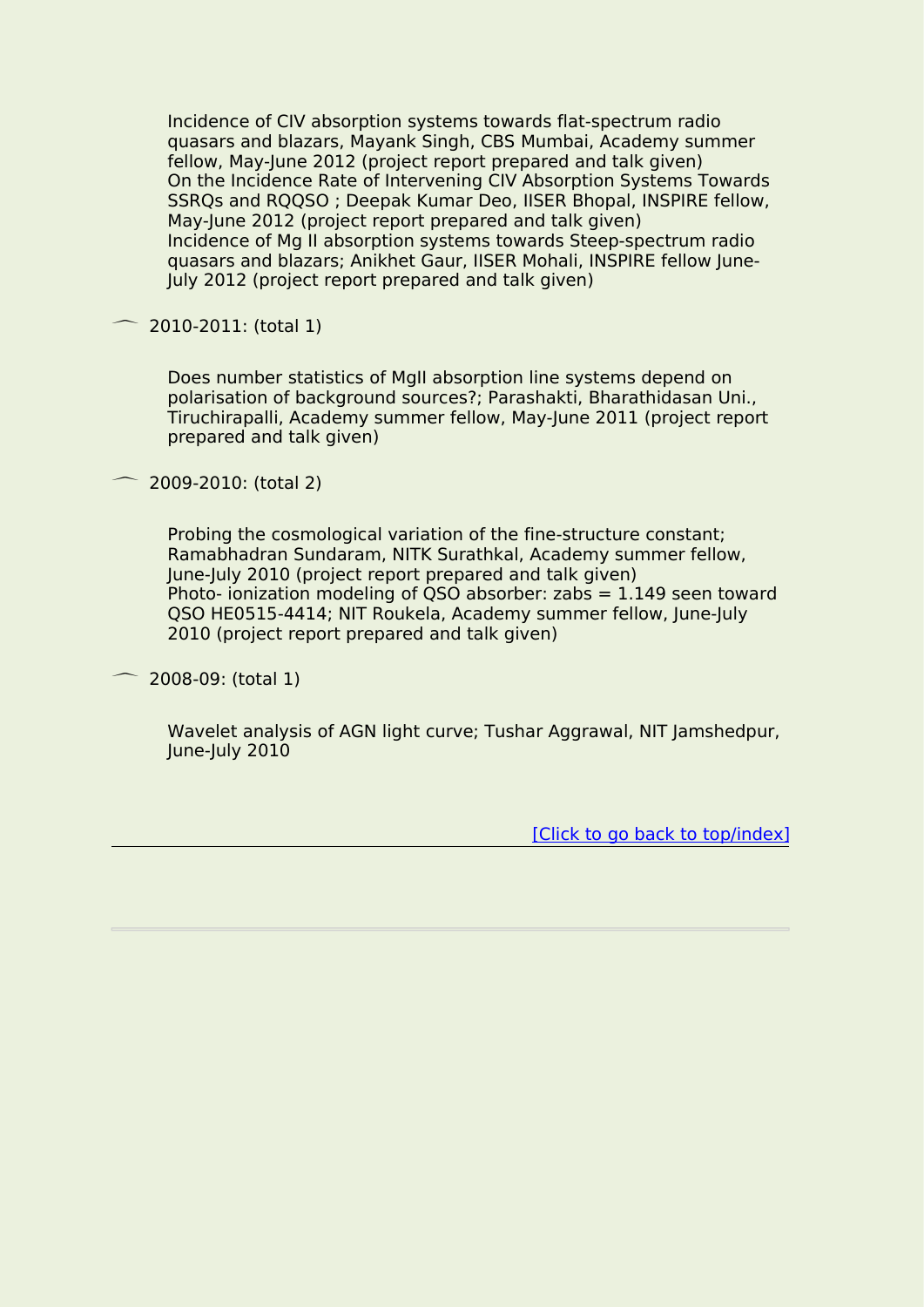Incidence of CIV absorption systems towards flat-spectrum radio quasars and blazars, Mayank Singh, CBS Mumbai, Academy summer fellow, May-June 2012 (project report prepared and talk given)
On the Incidence Rate of Intervening CIV Absorption Systems Towards SSRQs and RQQSO ; Deepak Kumar Deo, IISER Bhopal, INSPIRE fellow, May-June 2012 (project report prepared and talk given)
Incidence of Mg II absorption systems towards Steep-spectrum radio quasars and blazars; Anikhet Gaur, IISER Mohali, INSPIRE fellow June-July 2012 (project report prepared and talk given)

- 2010-2011: (total 1)

  Does number statistics of MgII absorption line systems depend on polarisation of background sources?; Parashakti, Bharathidasan Uni., Tiruchirapalli, Academy summer fellow, May-June 2011 (project report prepared and talk given)

- 2009-2010: (total 2)

  Probing the cosmological variation of the fine-structure constant; Ramabhadran Sundaram, NITK Surathkal, Academy summer fellow, June-July 2010 (project report prepared and talk given)
  Photo- ionization modeling of QSO absorber: zabs = 1.149 seen toward QSO HE0515-4414; NIT Roukela, Academy summer fellow, June-July 2010 (project report prepared and talk given)

- 2008-09: (total 1)

  Wavelet analysis of AGN light curve; Tushar Aggrawal, NIT Jamshedpur, June-July 2010

[Click to go back to top/index]

---